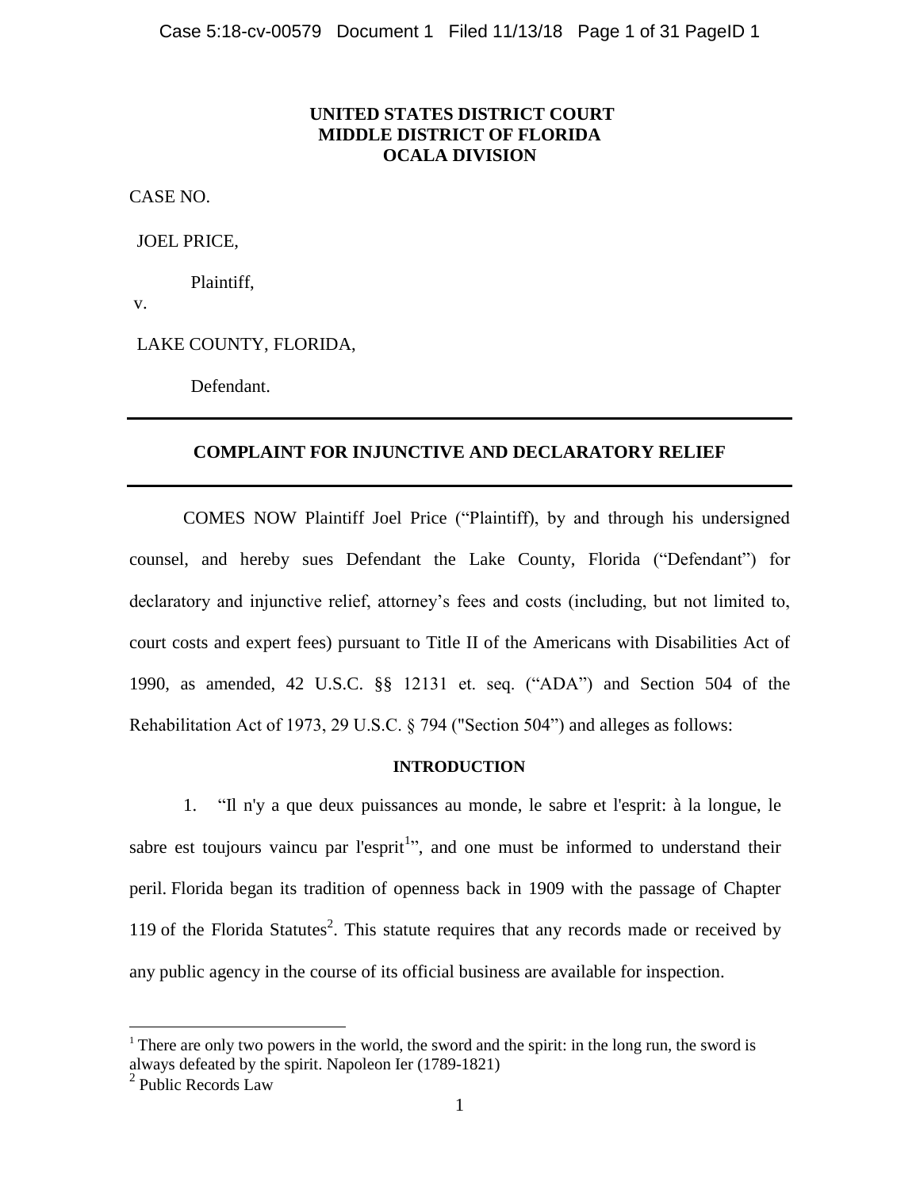**UNITED STATES DISTRICT COURT**
**MIDDLE DISTRICT OF FLORIDA**
**OCALA DIVISION**

CASE NO.

JOEL PRICE,

Plaintiff,

v.

LAKE COUNTY, FLORIDA,

Defendant.

---

**COMPLAINT FOR INJUNCTIVE AND DECLARATORY RELIEF**

---

COMES NOW Plaintiff Joel Price ("Plaintiff"), by and through his undersigned counsel, and hereby sues Defendant the Lake County, Florida ("Defendant") for declaratory and injunctive relief, attorney's fees and costs (including, but not limited to, court costs and expert fees) pursuant to Title II of the Americans with Disabilities Act of 1990, as amended, 42 U.S.C. §§ 12131 et. seq. ("ADA") and Section 504 of the Rehabilitation Act of 1973, 29 U.S.C. § 794 ("Section 504") and alleges as follows:

**INTRODUCTION**

1. "Il n'y a que deux puissances au monde, le sabre et l'esprit: à la longue, le sabre est toujours vaincu par l'esprit[1]", and one must be informed to understand their peril. Florida began its tradition of openness back in 1909 with the passage of Chapter 119 of the Florida Statutes[2]. This statute requires that any records made or received by any public agency in the course of its official business are available for inspection.

---

[1] There are only two powers in the world, the sword and the spirit: in the long run, the sword is always defeated by the spirit. Napoleon Ier (1789-1821)

[2] Public Records Law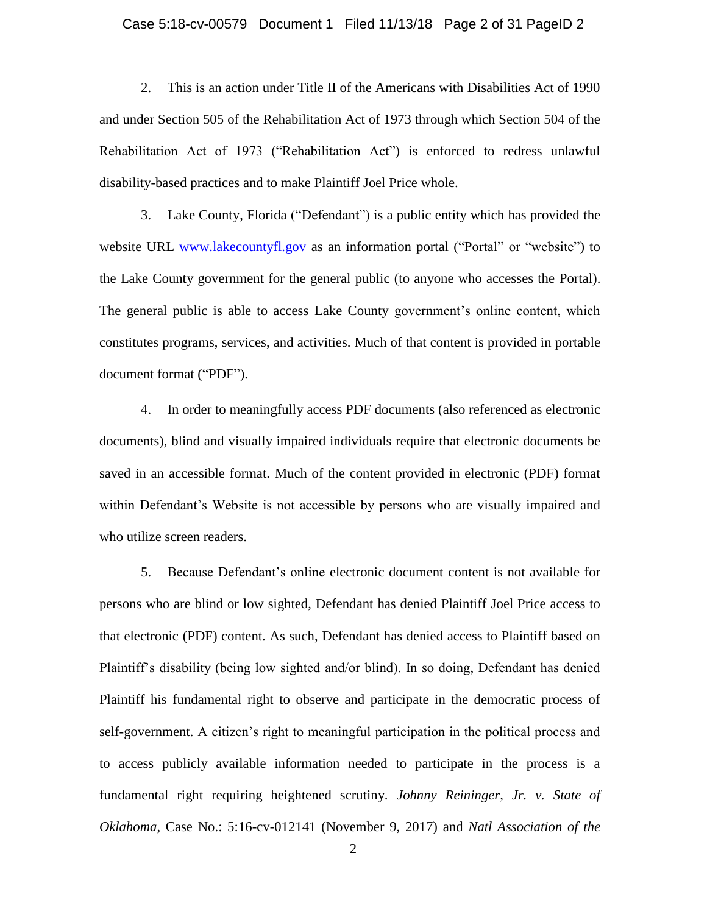2. This is an action under Title II of the Americans with Disabilities Act of 1990 and under Section 505 of the Rehabilitation Act of 1973 through which Section 504 of the Rehabilitation Act of 1973 ("Rehabilitation Act") is enforced to redress unlawful disability-based practices and to make Plaintiff Joel Price whole.

3. Lake County, Florida ("Defendant") is a public entity which has provided the website URL [www.lakecountyfl.gov](http://www.lakecountyfl.gov) as an information portal ("Portal" or "website") to the Lake County government for the general public (to anyone who accesses the Portal). The general public is able to access Lake County government's online content, which constitutes programs, services, and activities. Much of that content is provided in portable document format ("PDF").

4. In order to meaningfully access PDF documents (also referenced as electronic documents), blind and visually impaired individuals require that electronic documents be saved in an accessible format. Much of the content provided in electronic (PDF) format within Defendant's Website is not accessible by persons who are visually impaired and who utilize screen readers.

5. Because Defendant's online electronic document content is not available for persons who are blind or low sighted, Defendant has denied Plaintiff Joel Price access to that electronic (PDF) content. As such, Defendant has denied access to Plaintiff based on Plaintiff's disability (being low sighted and/or blind). In so doing, Defendant has denied Plaintiff his fundamental right to observe and participate in the democratic process of self-government. A citizen's right to meaningful participation in the political process and to access publicly available information needed to participate in the process is a fundamental right requiring heightened scrutiny. *Johnny Reininger, Jr. v. State of Oklahoma*, Case No.: 5:16-cv-012141 (November 9, 2017) and *Natl Association of the*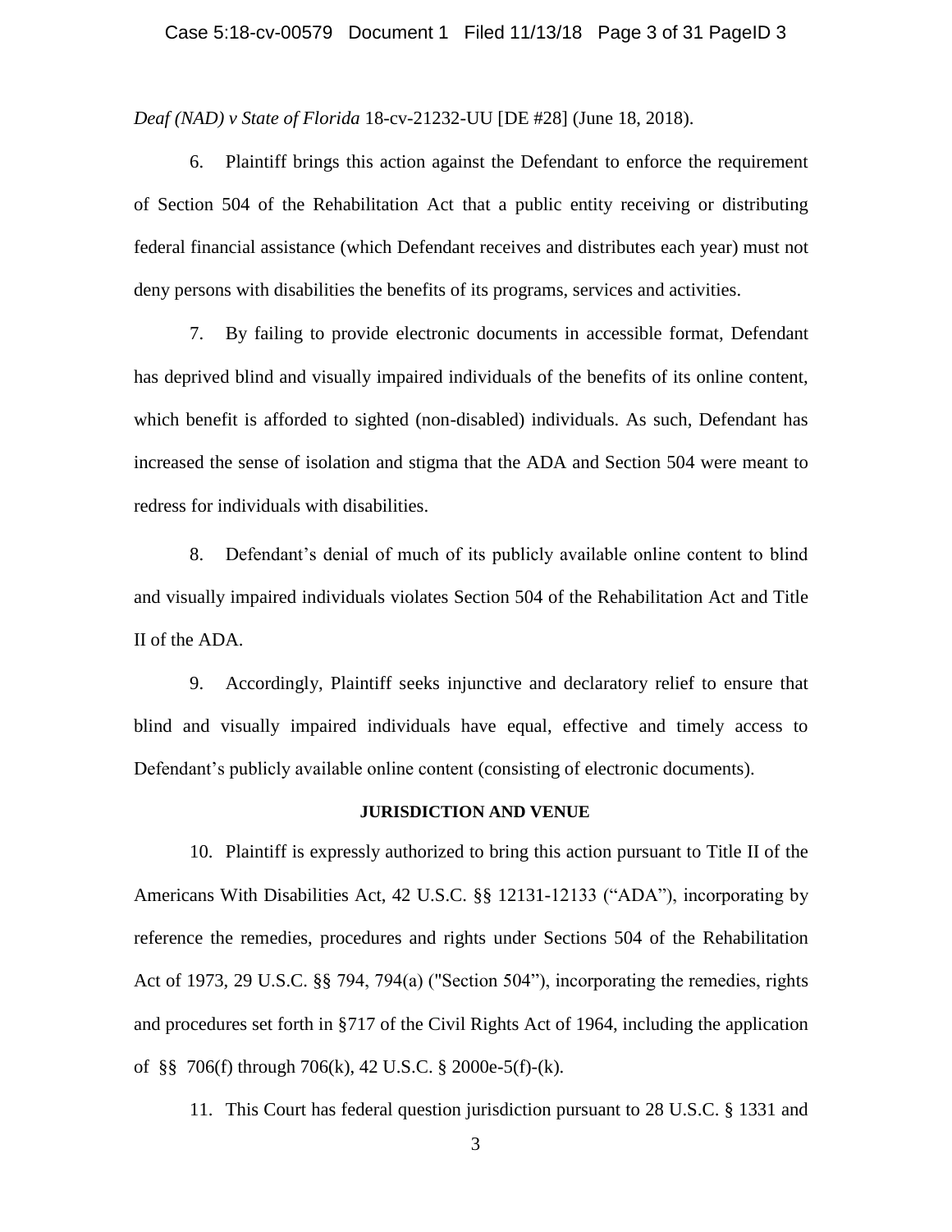*Deaf (NAD) v State of Florida* 18-cv-21232-UU [DE #28] (June 18, 2018).

6. Plaintiff brings this action against the Defendant to enforce the requirement of Section 504 of the Rehabilitation Act that a public entity receiving or distributing federal financial assistance (which Defendant receives and distributes each year) must not deny persons with disabilities the benefits of its programs, services and activities.

7. By failing to provide electronic documents in accessible format, Defendant has deprived blind and visually impaired individuals of the benefits of its online content, which benefit is afforded to sighted (non-disabled) individuals. As such, Defendant has increased the sense of isolation and stigma that the ADA and Section 504 were meant to redress for individuals with disabilities.

8. Defendant's denial of much of its publicly available online content to blind and visually impaired individuals violates Section 504 of the Rehabilitation Act and Title II of the ADA.

9. Accordingly, Plaintiff seeks injunctive and declaratory relief to ensure that blind and visually impaired individuals have equal, effective and timely access to Defendant's publicly available online content (consisting of electronic documents).

**JURISDICTION AND VENUE**

10. Plaintiff is expressly authorized to bring this action pursuant to Title II of the Americans With Disabilities Act, 42 U.S.C. §§ 12131-12133 ("ADA"), incorporating by reference the remedies, procedures and rights under Sections 504 of the Rehabilitation Act of 1973, 29 U.S.C. §§ 794, 794(a) ("Section 504"), incorporating the remedies, rights and procedures set forth in §717 of the Civil Rights Act of 1964, including the application of §§ 706(f) through 706(k), 42 U.S.C. § 2000e-5(f)-(k).

11. This Court has federal question jurisdiction pursuant to 28 U.S.C. § 1331 and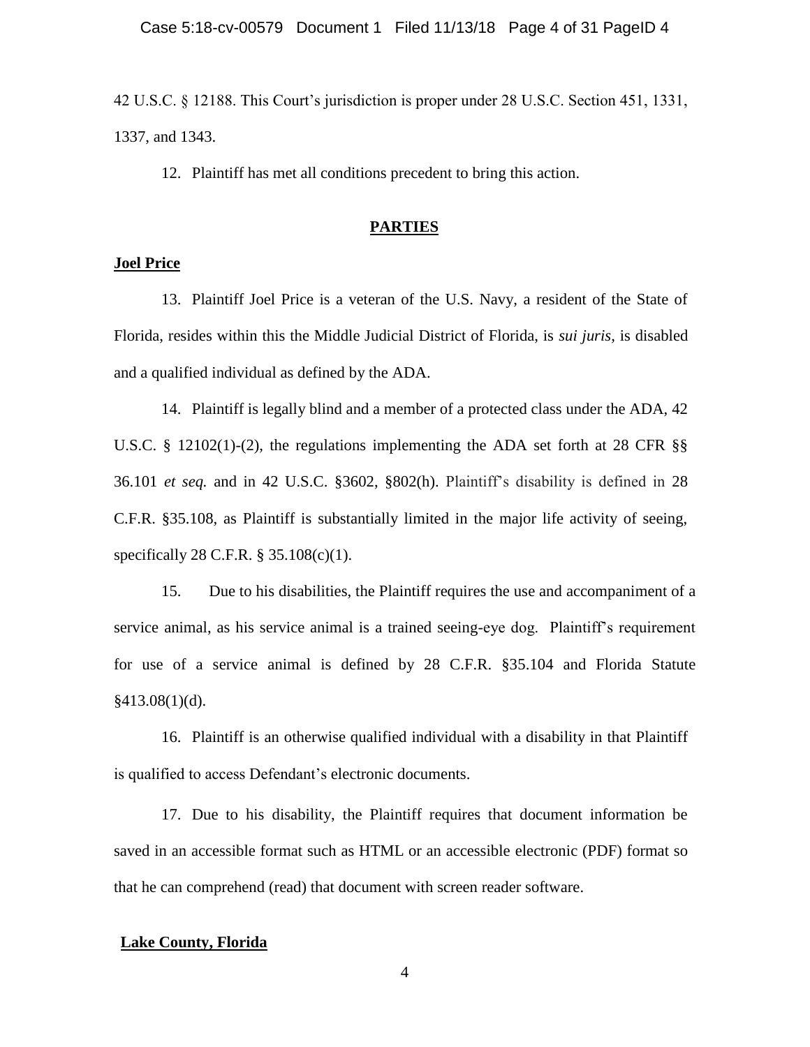42 U.S.C. § 12188. This Court's jurisdiction is proper under 28 U.S.C. Section 451, 1331, 1337, and 1343.

12. Plaintiff has met all conditions precedent to bring this action.

## PARTIES

### Joel Price

13. Plaintiff Joel Price is a veteran of the U.S. Navy, a resident of the State of Florida, resides within this the Middle Judicial District of Florida, is *sui juris*, is disabled and a qualified individual as defined by the ADA.

14. Plaintiff is legally blind and a member of a protected class under the ADA, 42 U.S.C. § 12102(1)-(2), the regulations implementing the ADA set forth at 28 CFR §§ 36.101 *et seq.* and in 42 U.S.C. §3602, §802(h). Plaintiff's disability is defined in 28 C.F.R. §35.108, as Plaintiff is substantially limited in the major life activity of seeing, specifically 28 C.F.R. § 35.108(c)(1).

15. Due to his disabilities, the Plaintiff requires the use and accompaniment of a service animal, as his service animal is a trained seeing-eye dog. Plaintiff's requirement for use of a service animal is defined by 28 C.F.R. §35.104 and Florida Statute §413.08(1)(d).

16. Plaintiff is an otherwise qualified individual with a disability in that Plaintiff is qualified to access Defendant's electronic documents.

17. Due to his disability, the Plaintiff requires that document information be saved in an accessible format such as HTML or an accessible electronic (PDF) format so that he can comprehend (read) that document with screen reader software.

### Lake County, Florida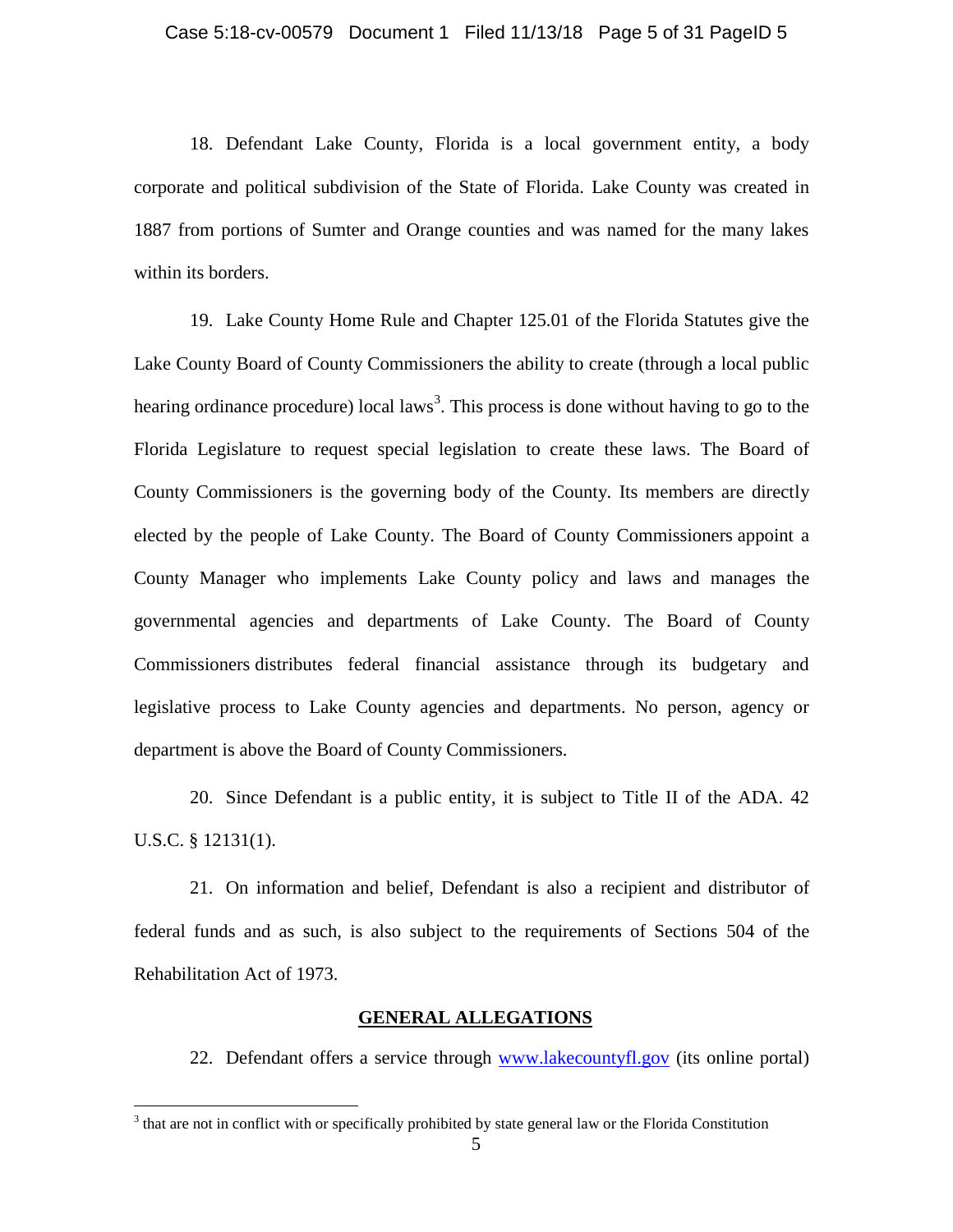18. Defendant Lake County, Florida is a local government entity, a body corporate and political subdivision of the State of Florida. Lake County was created in 1887 from portions of Sumter and Orange counties and was named for the many lakes within its borders.

19. Lake County Home Rule and Chapter 125.01 of the Florida Statutes give the Lake County Board of County Commissioners the ability to create (through a local public hearing ordinance procedure) local laws[3]. This process is done without having to go to the Florida Legislature to request special legislation to create these laws. The Board of County Commissioners is the governing body of the County. Its members are directly elected by the people of Lake County. The Board of County Commissioners appoint a County Manager who implements Lake County policy and laws and manages the governmental agencies and departments of Lake County. The Board of County Commissioners distributes federal financial assistance through its budgetary and legislative process to Lake County agencies and departments. No person, agency or department is above the Board of County Commissioners.

20. Since Defendant is a public entity, it is subject to Title II of the ADA. 42 U.S.C. § 12131(1).

21. On information and belief, Defendant is also a recipient and distributor of federal funds and as such, is also subject to the requirements of Sections 504 of the Rehabilitation Act of 1973.

## GENERAL ALLEGATIONS

22. Defendant offers a service through [www.lakecountyfl.gov](http://www.lakecountyfl.gov) (its online portal)

[3] that are not in conflict with or specifically prohibited by state general law or the Florida Constitution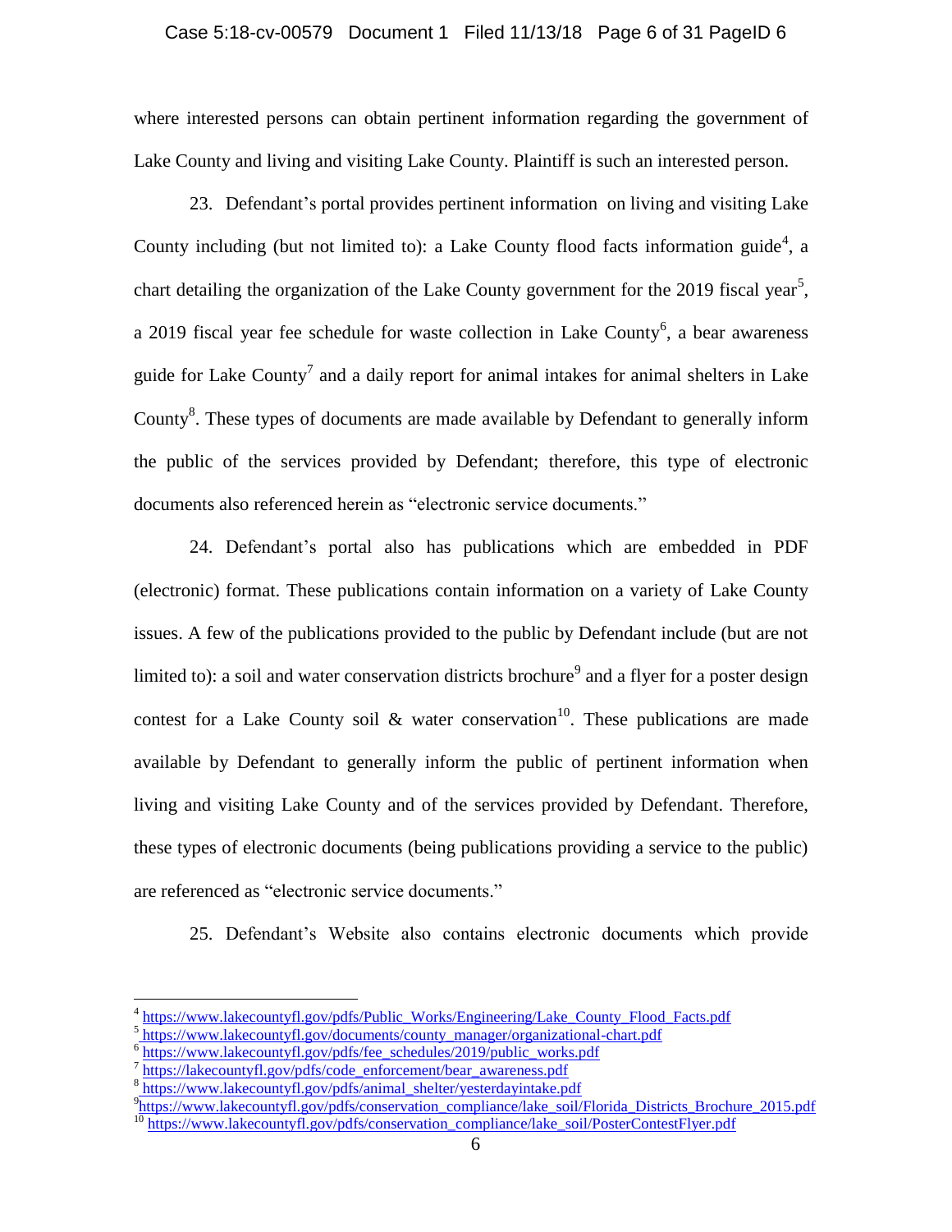where interested persons can obtain pertinent information regarding the government of Lake County and living and visiting Lake County. Plaintiff is such an interested person.

23. Defendant's portal provides pertinent information on living and visiting Lake County including (but not limited to): a Lake County flood facts information guide[4], a chart detailing the organization of the Lake County government for the 2019 fiscal year[5], a 2019 fiscal year fee schedule for waste collection in Lake County[6], a bear awareness guide for Lake County[7] and a daily report for animal intakes for animal shelters in Lake County[8]. These types of documents are made available by Defendant to generally inform the public of the services provided by Defendant; therefore, this type of electronic documents also referenced herein as "electronic service documents."

24. Defendant's portal also has publications which are embedded in PDF (electronic) format. These publications contain information on a variety of Lake County issues. A few of the publications provided to the public by Defendant include (but are not limited to): a soil and water conservation districts brochure[9] and a flyer for a poster design contest for a Lake County soil & water conservation[10]. These publications are made available by Defendant to generally inform the public of pertinent information when living and visiting Lake County and of the services provided by Defendant. Therefore, these types of electronic documents (being publications providing a service to the public) are referenced as "electronic service documents."

25. Defendant's Website also contains electronic documents which provide

---

[4] https://www.lakecountyfl.gov/pdfs/Public_Works/Engineering/Lake_County_Flood_Facts.pdf

[5] https://www.lakecountyfl.gov/documents/county_manager/organizational-chart.pdf

[6] https://www.lakecountyfl.gov/pdfs/fee_schedules/2019/public_works.pdf

[7] https://lakecountyfl.gov/pdfs/code_enforcement/bear_awareness.pdf

[8] https://www.lakecountyfl.gov/pdfs/animal_shelter/yesterdayintake.pdf

[9] https://www.lakecountyfl.gov/pdfs/conservation_compliance/lake_soil/Florida_Districts_Brochure_2015.pdf

[10] https://www.lakecountyfl.gov/pdfs/conservation_compliance/lake_soil/PosterContestFlyer.pdf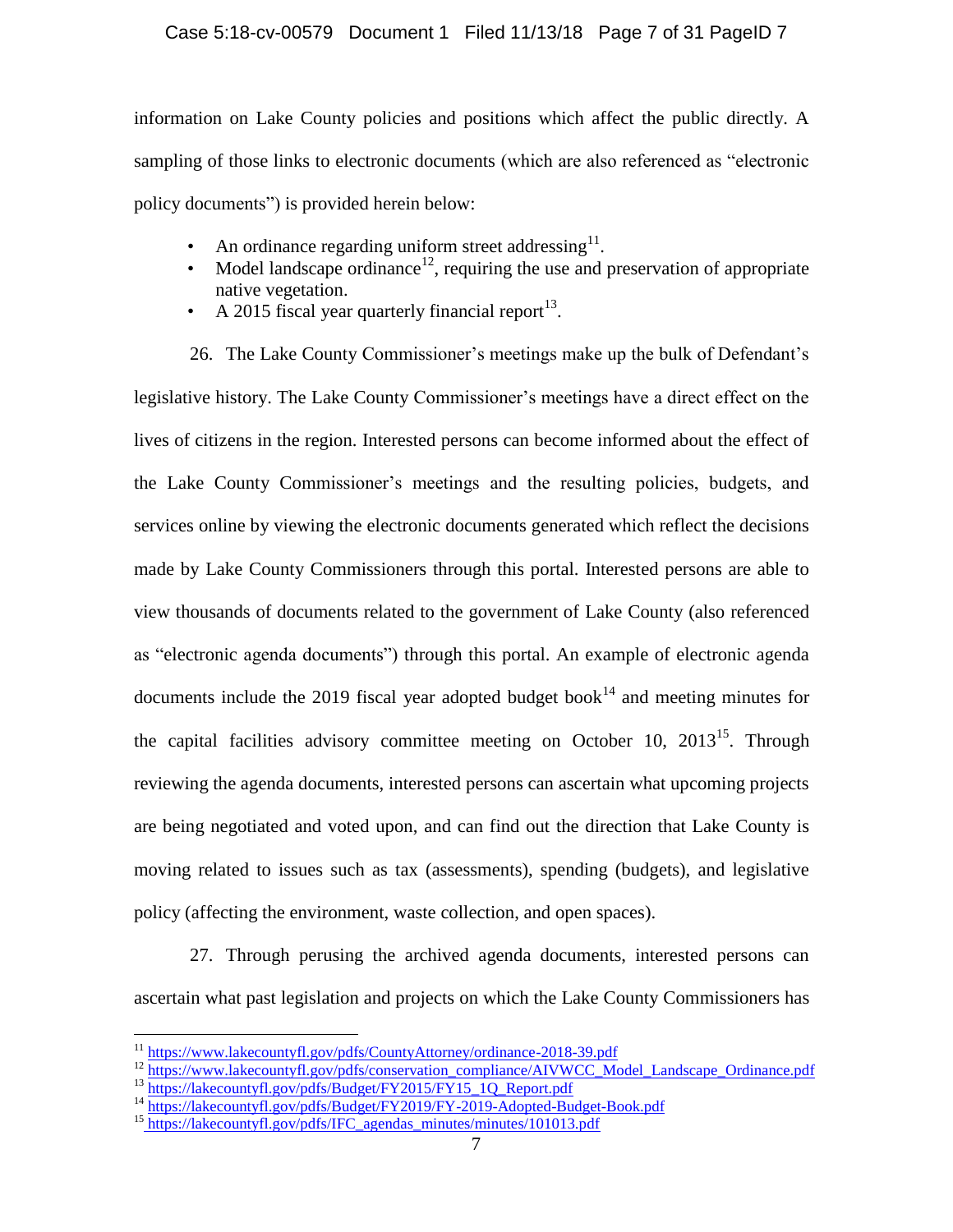information on Lake County policies and positions which affect the public directly. A sampling of those links to electronic documents (which are also referenced as "electronic policy documents") is provided herein below:

- An ordinance regarding uniform street addressing[11].
- Model landscape ordinance[12], requiring the use and preservation of appropriate native vegetation.
- A 2015 fiscal year quarterly financial report[13].

26. The Lake County Commissioner's meetings make up the bulk of Defendant's legislative history. The Lake County Commissioner's meetings have a direct effect on the lives of citizens in the region. Interested persons can become informed about the effect of the Lake County Commissioner's meetings and the resulting policies, budgets, and services online by viewing the electronic documents generated which reflect the decisions made by Lake County Commissioners through this portal. Interested persons are able to view thousands of documents related to the government of Lake County (also referenced as "electronic agenda documents") through this portal. An example of electronic agenda documents include the 2019 fiscal year adopted budget book[14] and meeting minutes for the capital facilities advisory committee meeting on October 10, 2013[15]. Through reviewing the agenda documents, interested persons can ascertain what upcoming projects are being negotiated and voted upon, and can find out the direction that Lake County is moving related to issues such as tax (assessments), spending (budgets), and legislative policy (affecting the environment, waste collection, and open spaces).

27. Through perusing the archived agenda documents, interested persons can ascertain what past legislation and projects on which the Lake County Commissioners has

---

[11] https://www.lakecountyfl.gov/pdfs/CountyAttorney/ordinance-2018-39.pdf

[12] https://www.lakecountyfl.gov/pdfs/conservation_compliance/AIVWCC_Model_Landscape_Ordinance.pdf

[13] https://lakecountyfl.gov/pdfs/Budget/FY2015/FY15_1Q_Report.pdf

[14] https://lakecountyfl.gov/pdfs/Budget/FY2019/FY-2019-Adopted-Budget-Book.pdf

[15] https://lakecountyfl.gov/pdfs/IFC_agendas_minutes/minutes/101013.pdf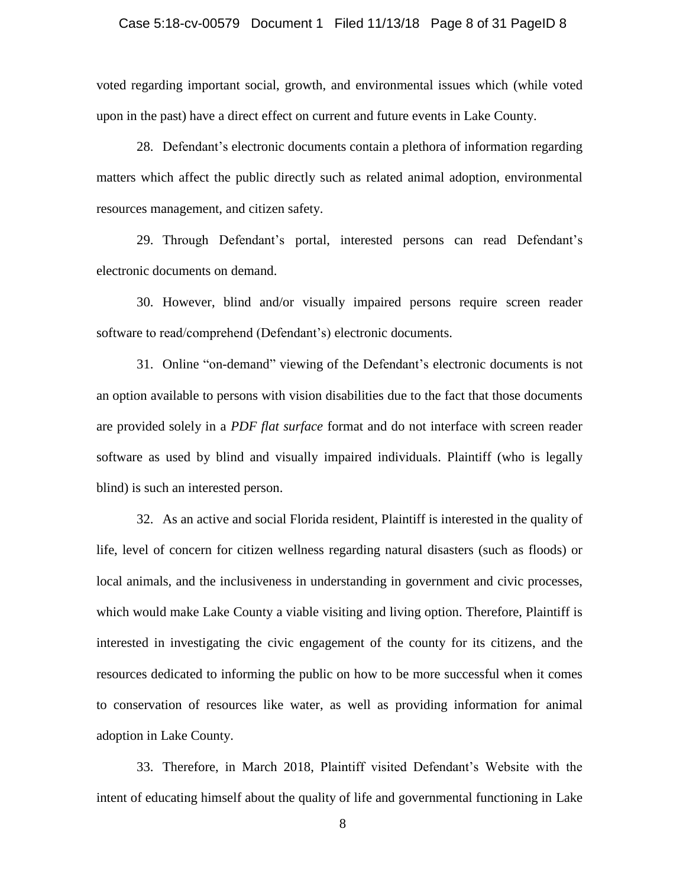voted regarding important social, growth, and environmental issues which (while voted upon in the past) have a direct effect on current and future events in Lake County.

28. Defendant's electronic documents contain a plethora of information regarding matters which affect the public directly such as related animal adoption, environmental resources management, and citizen safety.

29. Through Defendant's portal, interested persons can read Defendant's electronic documents on demand.

30. However, blind and/or visually impaired persons require screen reader software to read/comprehend (Defendant's) electronic documents.

31. Online "on-demand" viewing of the Defendant's electronic documents is not an option available to persons with vision disabilities due to the fact that those documents are provided solely in a *PDF flat surface* format and do not interface with screen reader software as used by blind and visually impaired individuals. Plaintiff (who is legally blind) is such an interested person.

32. As an active and social Florida resident, Plaintiff is interested in the quality of life, level of concern for citizen wellness regarding natural disasters (such as floods) or local animals, and the inclusiveness in understanding in government and civic processes, which would make Lake County a viable visiting and living option. Therefore, Plaintiff is interested in investigating the civic engagement of the county for its citizens, and the resources dedicated to informing the public on how to be more successful when it comes to conservation of resources like water, as well as providing information for animal adoption in Lake County.

33. Therefore, in March 2018, Plaintiff visited Defendant's Website with the intent of educating himself about the quality of life and governmental functioning in Lake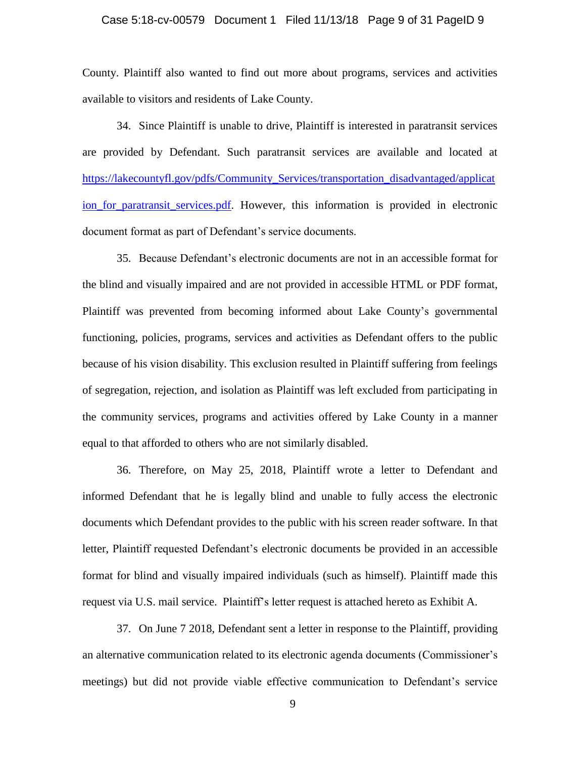County. Plaintiff also wanted to find out more about programs, services and activities available to visitors and residents of Lake County.

34. Since Plaintiff is unable to drive, Plaintiff is interested in paratransit services are provided by Defendant. Such paratransit services are available and located at [https://lakecountyfl.gov/pdfs/Community_Services/transportation_disadvantaged/application_for_paratransit_services.pdf](https://lakecountyfl.gov/pdfs/Community_Services/transportation_disadvantaged/application_for_paratransit_services.pdf). However, this information is provided in electronic document format as part of Defendant's service documents.

35. Because Defendant's electronic documents are not in an accessible format for the blind and visually impaired and are not provided in accessible HTML or PDF format, Plaintiff was prevented from becoming informed about Lake County's governmental functioning, policies, programs, services and activities as Defendant offers to the public because of his vision disability. This exclusion resulted in Plaintiff suffering from feelings of segregation, rejection, and isolation as Plaintiff was left excluded from participating in the community services, programs and activities offered by Lake County in a manner equal to that afforded to others who are not similarly disabled.

36. Therefore, on May 25, 2018, Plaintiff wrote a letter to Defendant and informed Defendant that he is legally blind and unable to fully access the electronic documents which Defendant provides to the public with his screen reader software. In that letter, Plaintiff requested Defendant's electronic documents be provided in an accessible format for blind and visually impaired individuals (such as himself). Plaintiff made this request via U.S. mail service. Plaintiff's letter request is attached hereto as Exhibit A.

37. On June 7 2018, Defendant sent a letter in response to the Plaintiff, providing an alternative communication related to its electronic agenda documents (Commissioner's meetings) but did not provide viable effective communication to Defendant's service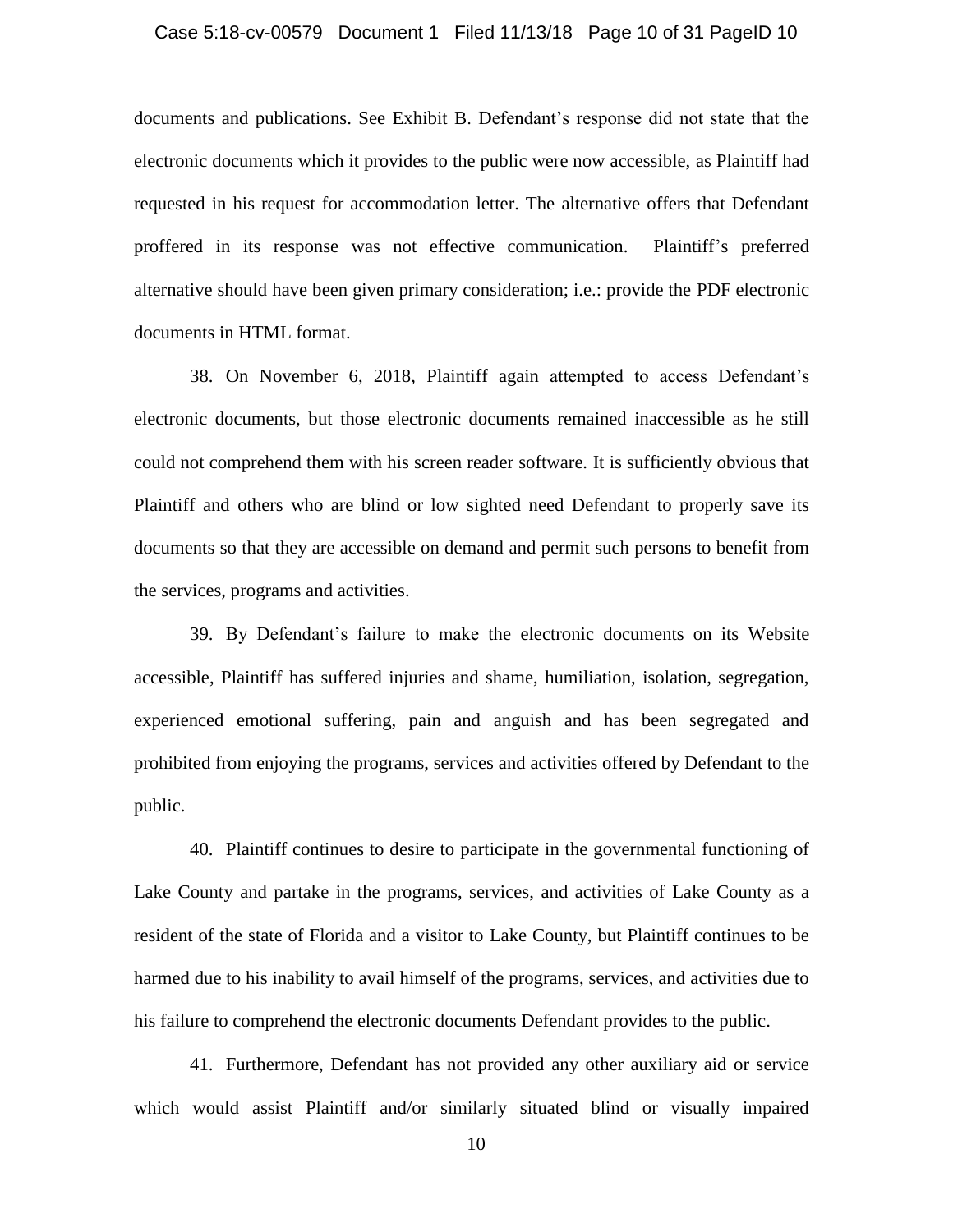documents and publications. See Exhibit B. Defendant's response did not state that the electronic documents which it provides to the public were now accessible, as Plaintiff had requested in his request for accommodation letter. The alternative offers that Defendant proffered in its response was not effective communication. Plaintiff's preferred alternative should have been given primary consideration; i.e.: provide the PDF electronic documents in HTML format.

38. On November 6, 2018, Plaintiff again attempted to access Defendant's electronic documents, but those electronic documents remained inaccessible as he still could not comprehend them with his screen reader software. It is sufficiently obvious that Plaintiff and others who are blind or low sighted need Defendant to properly save its documents so that they are accessible on demand and permit such persons to benefit from the services, programs and activities.

39. By Defendant's failure to make the electronic documents on its Website accessible, Plaintiff has suffered injuries and shame, humiliation, isolation, segregation, experienced emotional suffering, pain and anguish and has been segregated and prohibited from enjoying the programs, services and activities offered by Defendant to the public.

40. Plaintiff continues to desire to participate in the governmental functioning of Lake County and partake in the programs, services, and activities of Lake County as a resident of the state of Florida and a visitor to Lake County, but Plaintiff continues to be harmed due to his inability to avail himself of the programs, services, and activities due to his failure to comprehend the electronic documents Defendant provides to the public.

41. Furthermore, Defendant has not provided any other auxiliary aid or service which would assist Plaintiff and/or similarly situated blind or visually impaired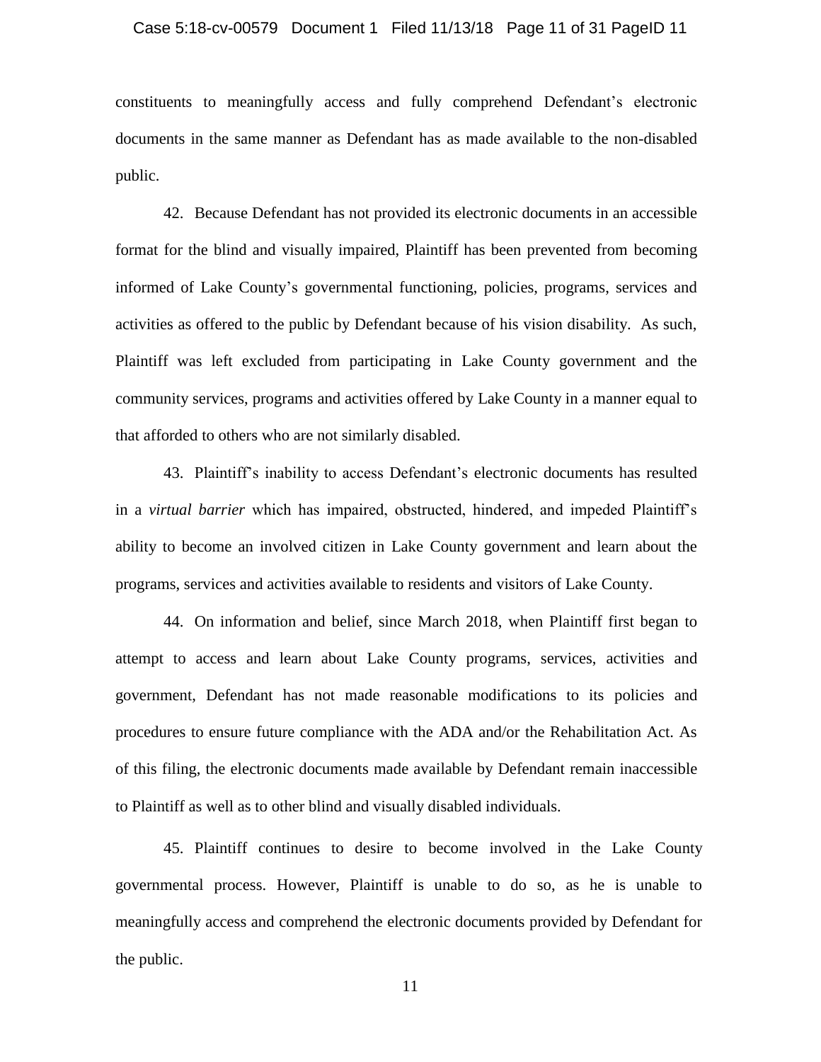constituents to meaningfully access and fully comprehend Defendant's electronic documents in the same manner as Defendant has as made available to the non-disabled public.

42. Because Defendant has not provided its electronic documents in an accessible format for the blind and visually impaired, Plaintiff has been prevented from becoming informed of Lake County's governmental functioning, policies, programs, services and activities as offered to the public by Defendant because of his vision disability. As such, Plaintiff was left excluded from participating in Lake County government and the community services, programs and activities offered by Lake County in a manner equal to that afforded to others who are not similarly disabled.

43. Plaintiff's inability to access Defendant's electronic documents has resulted in a *virtual barrier* which has impaired, obstructed, hindered, and impeded Plaintiff's ability to become an involved citizen in Lake County government and learn about the programs, services and activities available to residents and visitors of Lake County.

44. On information and belief, since March 2018, when Plaintiff first began to attempt to access and learn about Lake County programs, services, activities and government, Defendant has not made reasonable modifications to its policies and procedures to ensure future compliance with the ADA and/or the Rehabilitation Act. As of this filing, the electronic documents made available by Defendant remain inaccessible to Plaintiff as well as to other blind and visually disabled individuals.

45. Plaintiff continues to desire to become involved in the Lake County governmental process. However, Plaintiff is unable to do so, as he is unable to meaningfully access and comprehend the electronic documents provided by Defendant for the public.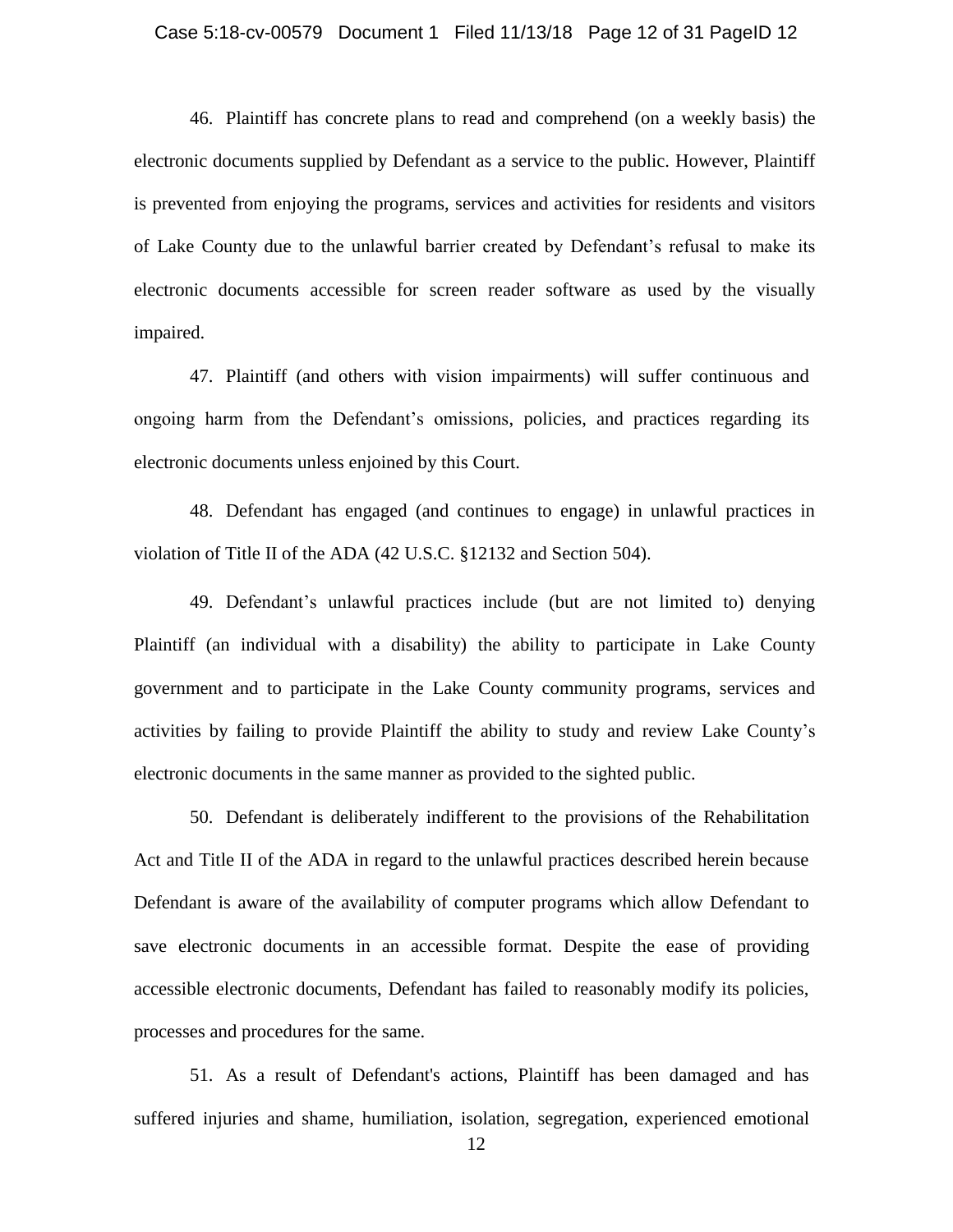46. Plaintiff has concrete plans to read and comprehend (on a weekly basis) the electronic documents supplied by Defendant as a service to the public. However, Plaintiff is prevented from enjoying the programs, services and activities for residents and visitors of Lake County due to the unlawful barrier created by Defendant's refusal to make its electronic documents accessible for screen reader software as used by the visually impaired.

47. Plaintiff (and others with vision impairments) will suffer continuous and ongoing harm from the Defendant's omissions, policies, and practices regarding its electronic documents unless enjoined by this Court.

48. Defendant has engaged (and continues to engage) in unlawful practices in violation of Title II of the ADA (42 U.S.C. §12132 and Section 504).

49. Defendant's unlawful practices include (but are not limited to) denying Plaintiff (an individual with a disability) the ability to participate in Lake County government and to participate in the Lake County community programs, services and activities by failing to provide Plaintiff the ability to study and review Lake County's electronic documents in the same manner as provided to the sighted public.

50. Defendant is deliberately indifferent to the provisions of the Rehabilitation Act and Title II of the ADA in regard to the unlawful practices described herein because Defendant is aware of the availability of computer programs which allow Defendant to save electronic documents in an accessible format. Despite the ease of providing accessible electronic documents, Defendant has failed to reasonably modify its policies, processes and procedures for the same.

51. As a result of Defendant's actions, Plaintiff has been damaged and has suffered injuries and shame, humiliation, isolation, segregation, experienced emotional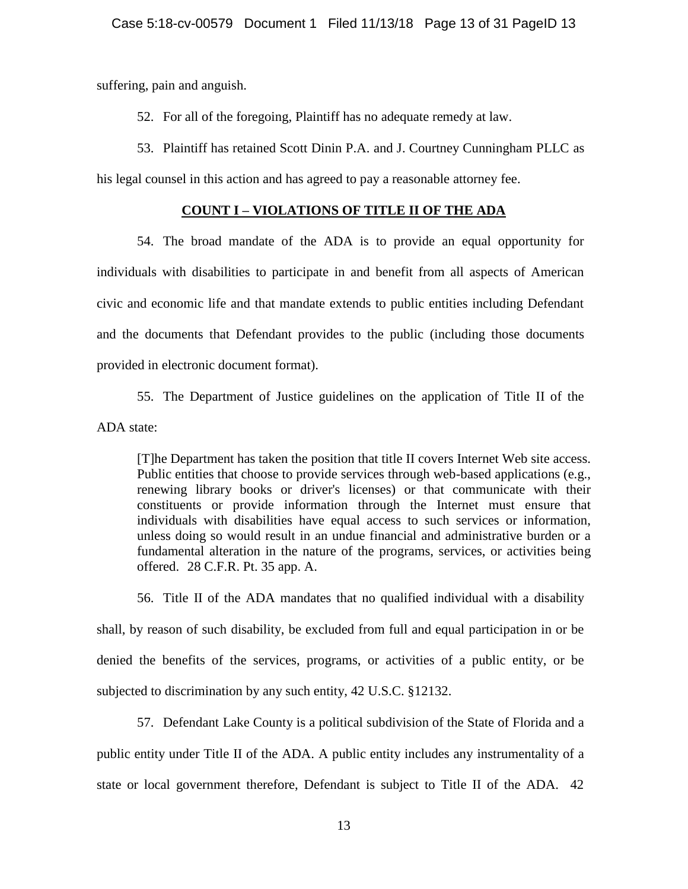suffering, pain and anguish.

52. For all of the foregoing, Plaintiff has no adequate remedy at law.

53. Plaintiff has retained Scott Dinin P.A. and J. Courtney Cunningham PLLC as his legal counsel in this action and has agreed to pay a reasonable attorney fee.

## **COUNT I – VIOLATIONS OF TITLE II OF THE ADA**

54. The broad mandate of the ADA is to provide an equal opportunity for individuals with disabilities to participate in and benefit from all aspects of American civic and economic life and that mandate extends to public entities including Defendant and the documents that Defendant provides to the public (including those documents provided in electronic document format).

55. The Department of Justice guidelines on the application of Title II of the ADA state:

> [T]he Department has taken the position that title II covers Internet Web site access. Public entities that choose to provide services through web-based applications (e.g., renewing library books or driver's licenses) or that communicate with their constituents or provide information through the Internet must ensure that individuals with disabilities have equal access to such services or information, unless doing so would result in an undue financial and administrative burden or a fundamental alteration in the nature of the programs, services, or activities being offered. 28 C.F.R. Pt. 35 app. A.

56. Title II of the ADA mandates that no qualified individual with a disability shall, by reason of such disability, be excluded from full and equal participation in or be denied the benefits of the services, programs, or activities of a public entity, or be subjected to discrimination by any such entity, 42 U.S.C. §12132.

57. Defendant Lake County is a political subdivision of the State of Florida and a public entity under Title II of the ADA. A public entity includes any instrumentality of a state or local government therefore, Defendant is subject to Title II of the ADA. 42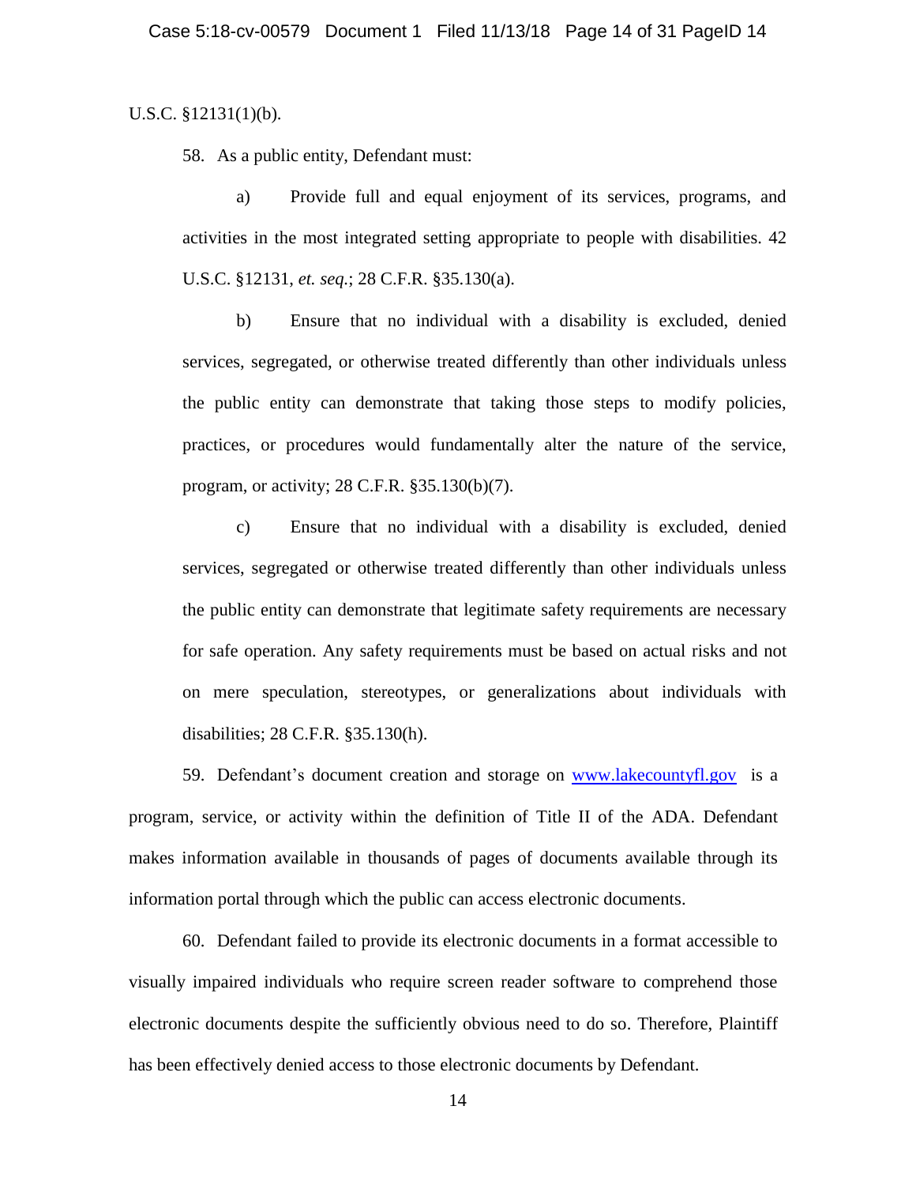U.S.C. §12131(1)(b).

58. As a public entity, Defendant must:

a) Provide full and equal enjoyment of its services, programs, and activities in the most integrated setting appropriate to people with disabilities. 42 U.S.C. §12131, *et. seq.*; 28 C.F.R. §35.130(a).

b) Ensure that no individual with a disability is excluded, denied services, segregated, or otherwise treated differently than other individuals unless the public entity can demonstrate that taking those steps to modify policies, practices, or procedures would fundamentally alter the nature of the service, program, or activity; 28 C.F.R. §35.130(b)(7).

c) Ensure that no individual with a disability is excluded, denied services, segregated or otherwise treated differently than other individuals unless the public entity can demonstrate that legitimate safety requirements are necessary for safe operation. Any safety requirements must be based on actual risks and not on mere speculation, stereotypes, or generalizations about individuals with disabilities; 28 C.F.R. §35.130(h).

59. Defendant's document creation and storage on [www.lakecountyfl.gov](www.lakecountyfl.gov) is a program, service, or activity within the definition of Title II of the ADA. Defendant makes information available in thousands of pages of documents available through its information portal through which the public can access electronic documents.

60. Defendant failed to provide its electronic documents in a format accessible to visually impaired individuals who require screen reader software to comprehend those electronic documents despite the sufficiently obvious need to do so. Therefore, Plaintiff has been effectively denied access to those electronic documents by Defendant.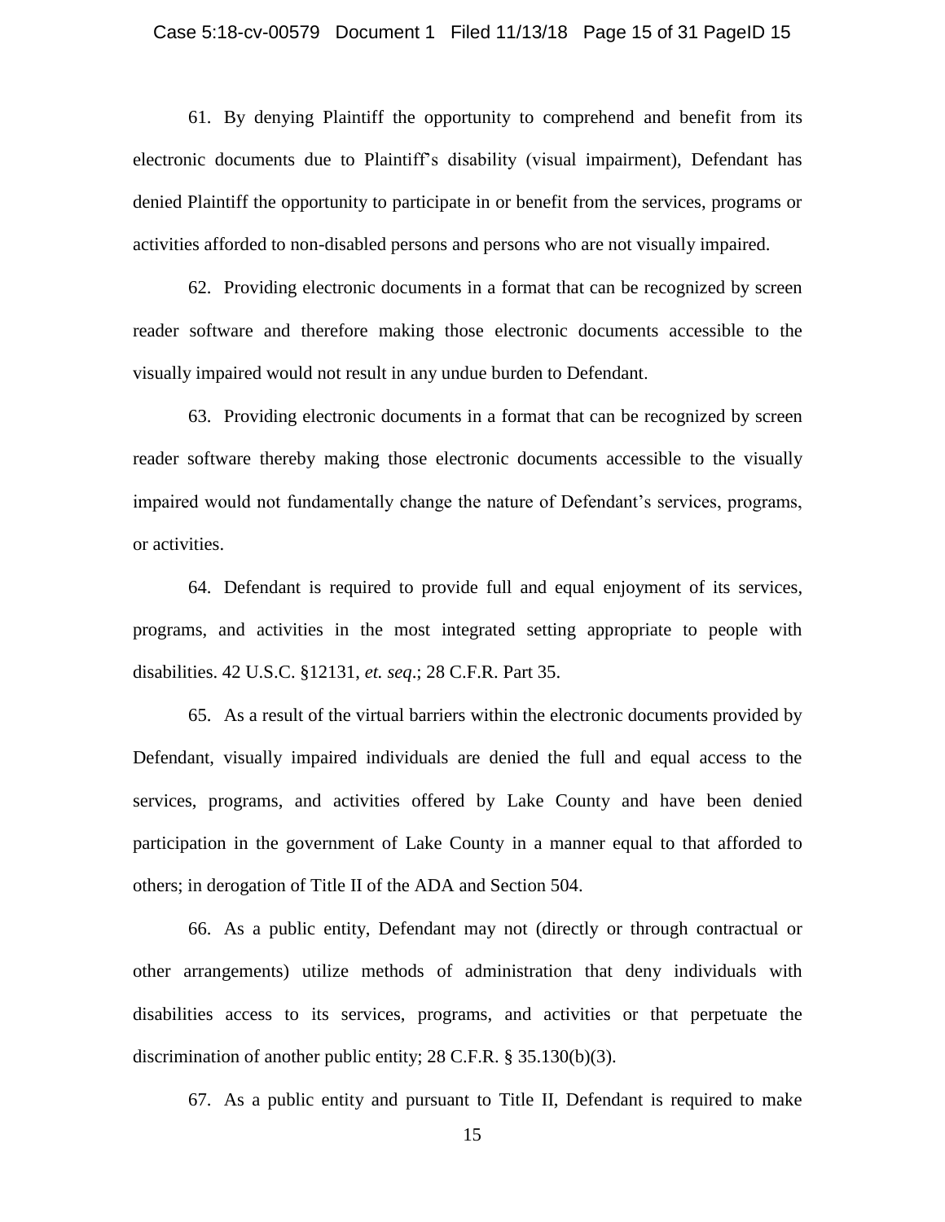61. By denying Plaintiff the opportunity to comprehend and benefit from its electronic documents due to Plaintiff's disability (visual impairment), Defendant has denied Plaintiff the opportunity to participate in or benefit from the services, programs or activities afforded to non-disabled persons and persons who are not visually impaired.

62. Providing electronic documents in a format that can be recognized by screen reader software and therefore making those electronic documents accessible to the visually impaired would not result in any undue burden to Defendant.

63. Providing electronic documents in a format that can be recognized by screen reader software thereby making those electronic documents accessible to the visually impaired would not fundamentally change the nature of Defendant's services, programs, or activities.

64. Defendant is required to provide full and equal enjoyment of its services, programs, and activities in the most integrated setting appropriate to people with disabilities. 42 U.S.C. §12131, *et. seq*.; 28 C.F.R. Part 35.

65. As a result of the virtual barriers within the electronic documents provided by Defendant, visually impaired individuals are denied the full and equal access to the services, programs, and activities offered by Lake County and have been denied participation in the government of Lake County in a manner equal to that afforded to others; in derogation of Title II of the ADA and Section 504.

66. As a public entity, Defendant may not (directly or through contractual or other arrangements) utilize methods of administration that deny individuals with disabilities access to its services, programs, and activities or that perpetuate the discrimination of another public entity; 28 C.F.R. § 35.130(b)(3).

67. As a public entity and pursuant to Title II, Defendant is required to make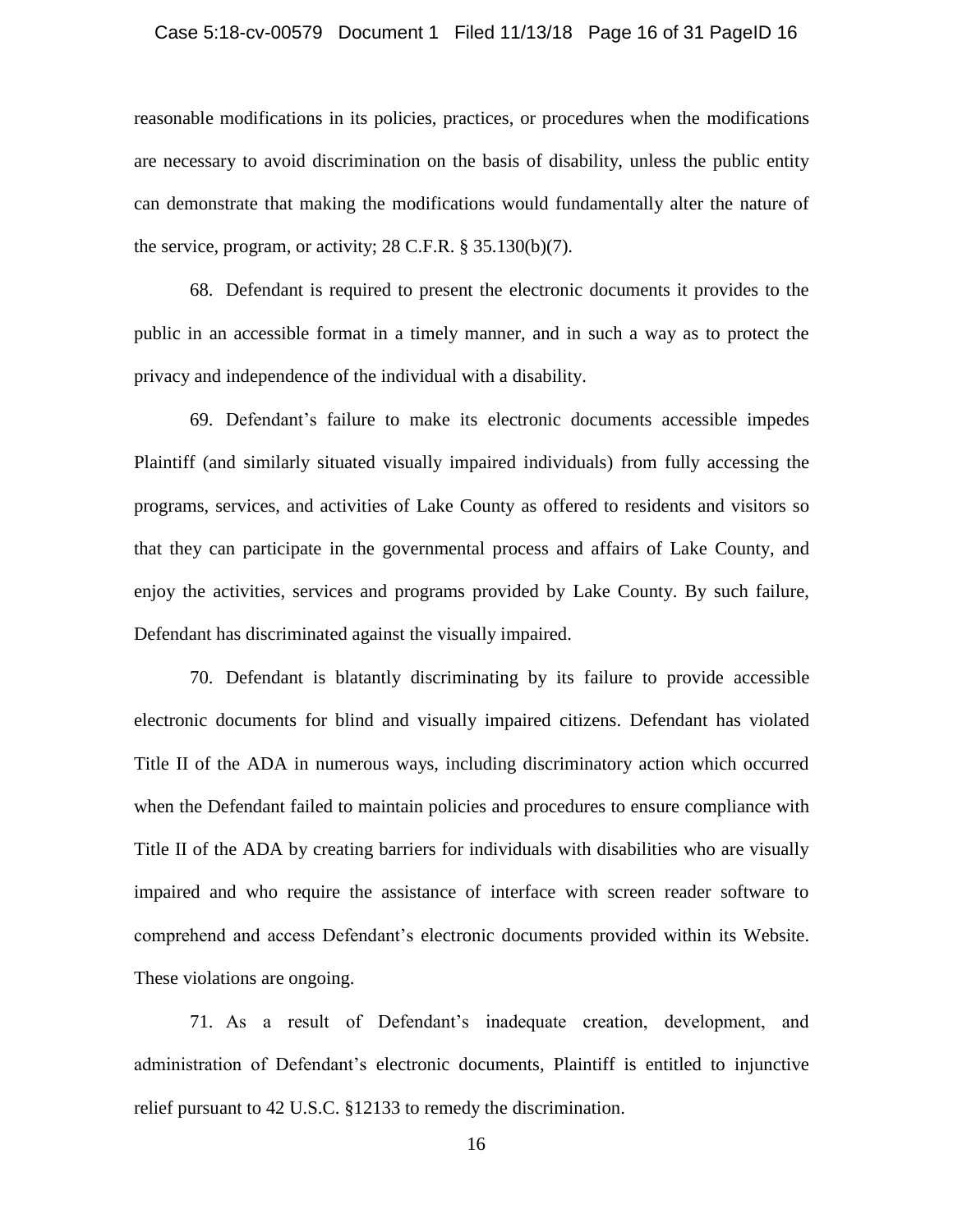reasonable modifications in its policies, practices, or procedures when the modifications are necessary to avoid discrimination on the basis of disability, unless the public entity can demonstrate that making the modifications would fundamentally alter the nature of the service, program, or activity; 28 C.F.R. § 35.130(b)(7).

68. Defendant is required to present the electronic documents it provides to the public in an accessible format in a timely manner, and in such a way as to protect the privacy and independence of the individual with a disability.

69. Defendant's failure to make its electronic documents accessible impedes Plaintiff (and similarly situated visually impaired individuals) from fully accessing the programs, services, and activities of Lake County as offered to residents and visitors so that they can participate in the governmental process and affairs of Lake County, and enjoy the activities, services and programs provided by Lake County. By such failure, Defendant has discriminated against the visually impaired.

70. Defendant is blatantly discriminating by its failure to provide accessible electronic documents for blind and visually impaired citizens. Defendant has violated Title II of the ADA in numerous ways, including discriminatory action which occurred when the Defendant failed to maintain policies and procedures to ensure compliance with Title II of the ADA by creating barriers for individuals with disabilities who are visually impaired and who require the assistance of interface with screen reader software to comprehend and access Defendant's electronic documents provided within its Website. These violations are ongoing.

71. As a result of Defendant's inadequate creation, development, and administration of Defendant's electronic documents, Plaintiff is entitled to injunctive relief pursuant to 42 U.S.C. §12133 to remedy the discrimination.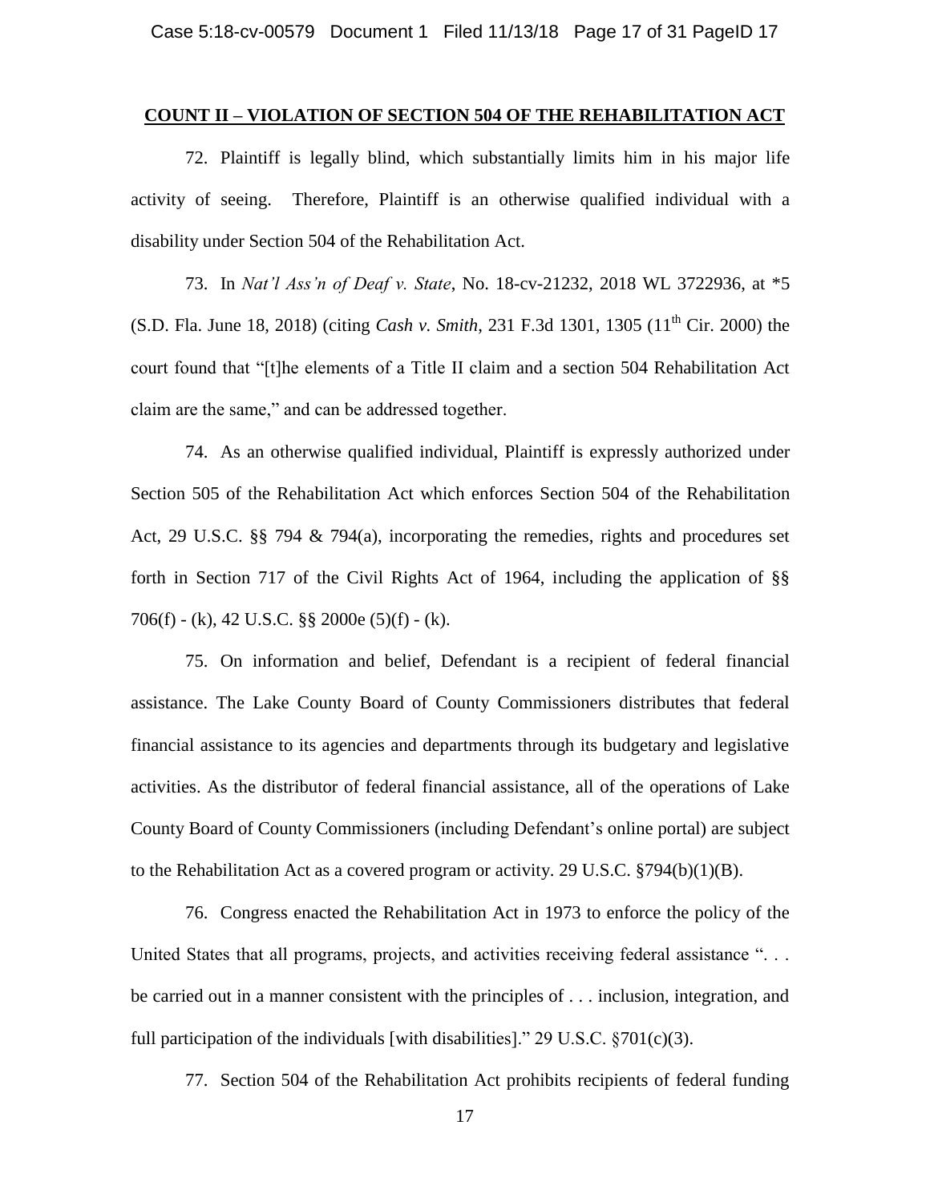**COUNT II – VIOLATION OF SECTION 504 OF THE REHABILITATION ACT**

72. Plaintiff is legally blind, which substantially limits him in his major life activity of seeing. Therefore, Plaintiff is an otherwise qualified individual with a disability under Section 504 of the Rehabilitation Act.

73. In *Nat'l Ass'n of Deaf v. State*, No. 18-cv-21232, 2018 WL 3722936, at *5 (S.D. Fla. June 18, 2018) (citing *Cash v. Smith*, 231 F.3d 1301, 1305 (11th Cir. 2000) the court found that "[t]he elements of a Title II claim and a section 504 Rehabilitation Act claim are the same," and can be addressed together.

74. As an otherwise qualified individual, Plaintiff is expressly authorized under Section 505 of the Rehabilitation Act which enforces Section 504 of the Rehabilitation Act, 29 U.S.C. §§ 794 & 794(a), incorporating the remedies, rights and procedures set forth in Section 717 of the Civil Rights Act of 1964, including the application of §§ 706(f) - (k), 42 U.S.C. §§ 2000e (5)(f) - (k).

75. On information and belief, Defendant is a recipient of federal financial assistance. The Lake County Board of County Commissioners distributes that federal financial assistance to its agencies and departments through its budgetary and legislative activities. As the distributor of federal financial assistance, all of the operations of Lake County Board of County Commissioners (including Defendant's online portal) are subject to the Rehabilitation Act as a covered program or activity. 29 U.S.C. §794(b)(1)(B).

76. Congress enacted the Rehabilitation Act in 1973 to enforce the policy of the United States that all programs, projects, and activities receiving federal assistance ". . . be carried out in a manner consistent with the principles of . . . inclusion, integration, and full participation of the individuals [with disabilities]." 29 U.S.C. §701(c)(3).

77. Section 504 of the Rehabilitation Act prohibits recipients of federal funding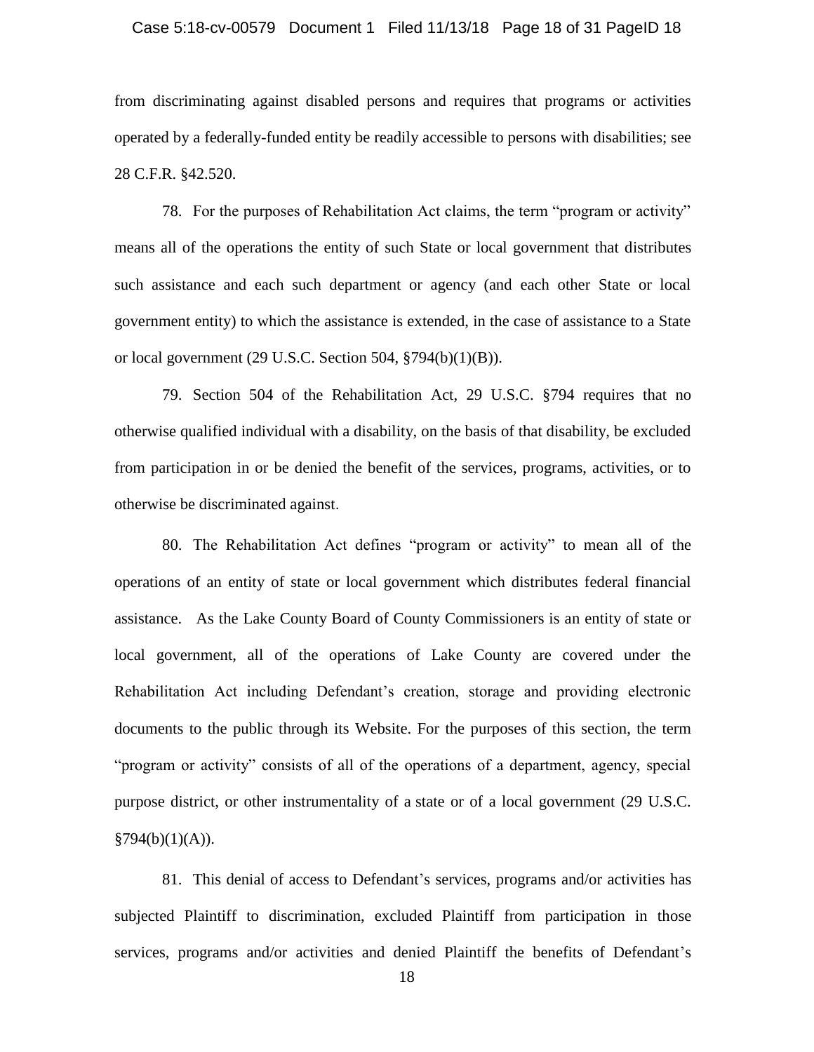from discriminating against disabled persons and requires that programs or activities operated by a federally-funded entity be readily accessible to persons with disabilities; see 28 C.F.R. §42.520.

78. For the purposes of Rehabilitation Act claims, the term "program or activity" means all of the operations the entity of such State or local government that distributes such assistance and each such department or agency (and each other State or local government entity) to which the assistance is extended, in the case of assistance to a State or local government (29 U.S.C. Section 504, §794(b)(1)(B)).

79. Section 504 of the Rehabilitation Act, 29 U.S.C. §794 requires that no otherwise qualified individual with a disability, on the basis of that disability, be excluded from participation in or be denied the benefit of the services, programs, activities, or to otherwise be discriminated against.

80. The Rehabilitation Act defines "program or activity" to mean all of the operations of an entity of state or local government which distributes federal financial assistance. As the Lake County Board of County Commissioners is an entity of state or local government, all of the operations of Lake County are covered under the Rehabilitation Act including Defendant's creation, storage and providing electronic documents to the public through its Website. For the purposes of this section, the term "program or activity" consists of all of the operations of a department, agency, special purpose district, or other instrumentality of a state or of a local government (29 U.S.C. §794(b)(1)(A)).

81. This denial of access to Defendant's services, programs and/or activities has subjected Plaintiff to discrimination, excluded Plaintiff from participation in those services, programs and/or activities and denied Plaintiff the benefits of Defendant's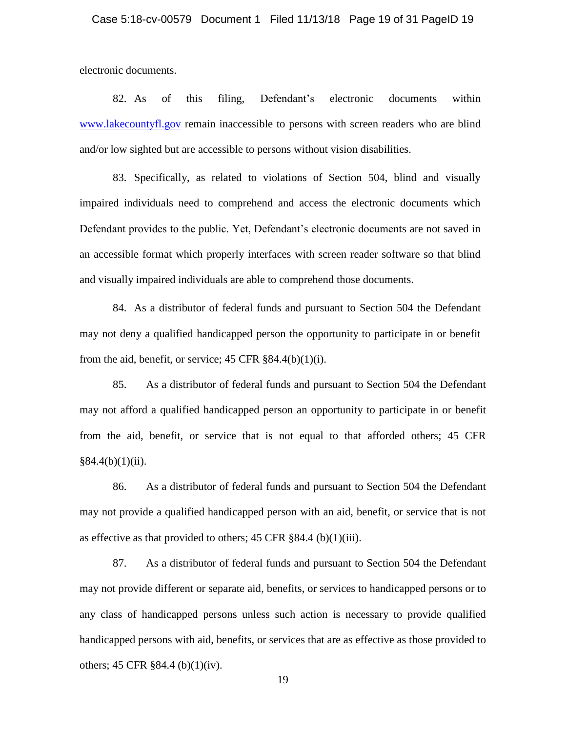electronic documents.

82. As of this filing, Defendant's electronic documents within [www.lakecountyfl.gov](http://www.lakecountyfl.gov) remain inaccessible to persons with screen readers who are blind and/or low sighted but are accessible to persons without vision disabilities.

83. Specifically, as related to violations of Section 504, blind and visually impaired individuals need to comprehend and access the electronic documents which Defendant provides to the public. Yet, Defendant's electronic documents are not saved in an accessible format which properly interfaces with screen reader software so that blind and visually impaired individuals are able to comprehend those documents.

84. As a distributor of federal funds and pursuant to Section 504 the Defendant may not deny a qualified handicapped person the opportunity to participate in or benefit from the aid, benefit, or service; 45 CFR §84.4(b)(1)(i).

85. As a distributor of federal funds and pursuant to Section 504 the Defendant may not afford a qualified handicapped person an opportunity to participate in or benefit from the aid, benefit, or service that is not equal to that afforded others; 45 CFR §84.4(b)(1)(ii).

86. As a distributor of federal funds and pursuant to Section 504 the Defendant may not provide a qualified handicapped person with an aid, benefit, or service that is not as effective as that provided to others; 45 CFR §84.4 (b)(1)(iii).

87. As a distributor of federal funds and pursuant to Section 504 the Defendant may not provide different or separate aid, benefits, or services to handicapped persons or to any class of handicapped persons unless such action is necessary to provide qualified handicapped persons with aid, benefits, or services that are as effective as those provided to others; 45 CFR §84.4 (b)(1)(iv).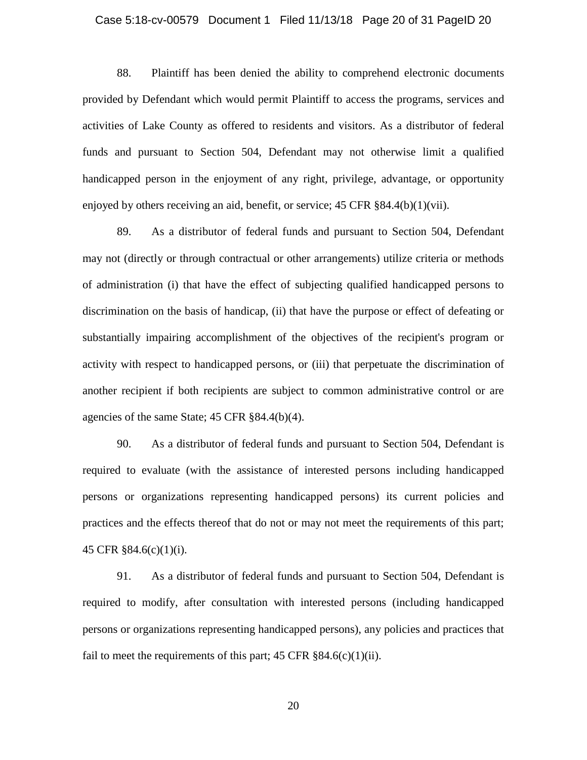88. Plaintiff has been denied the ability to comprehend electronic documents provided by Defendant which would permit Plaintiff to access the programs, services and activities of Lake County as offered to residents and visitors. As a distributor of federal funds and pursuant to Section 504, Defendant may not otherwise limit a qualified handicapped person in the enjoyment of any right, privilege, advantage, or opportunity enjoyed by others receiving an aid, benefit, or service; 45 CFR §84.4(b)(1)(vii).

89. As a distributor of federal funds and pursuant to Section 504, Defendant may not (directly or through contractual or other arrangements) utilize criteria or methods of administration (i) that have the effect of subjecting qualified handicapped persons to discrimination on the basis of handicap, (ii) that have the purpose or effect of defeating or substantially impairing accomplishment of the objectives of the recipient's program or activity with respect to handicapped persons, or (iii) that perpetuate the discrimination of another recipient if both recipients are subject to common administrative control or are agencies of the same State; 45 CFR §84.4(b)(4).

90. As a distributor of federal funds and pursuant to Section 504, Defendant is required to evaluate (with the assistance of interested persons including handicapped persons or organizations representing handicapped persons) its current policies and practices and the effects thereof that do not or may not meet the requirements of this part; 45 CFR §84.6(c)(1)(i).

91. As a distributor of federal funds and pursuant to Section 504, Defendant is required to modify, after consultation with interested persons (including handicapped persons or organizations representing handicapped persons), any policies and practices that fail to meet the requirements of this part; 45 CFR §84.6(c)(1)(ii).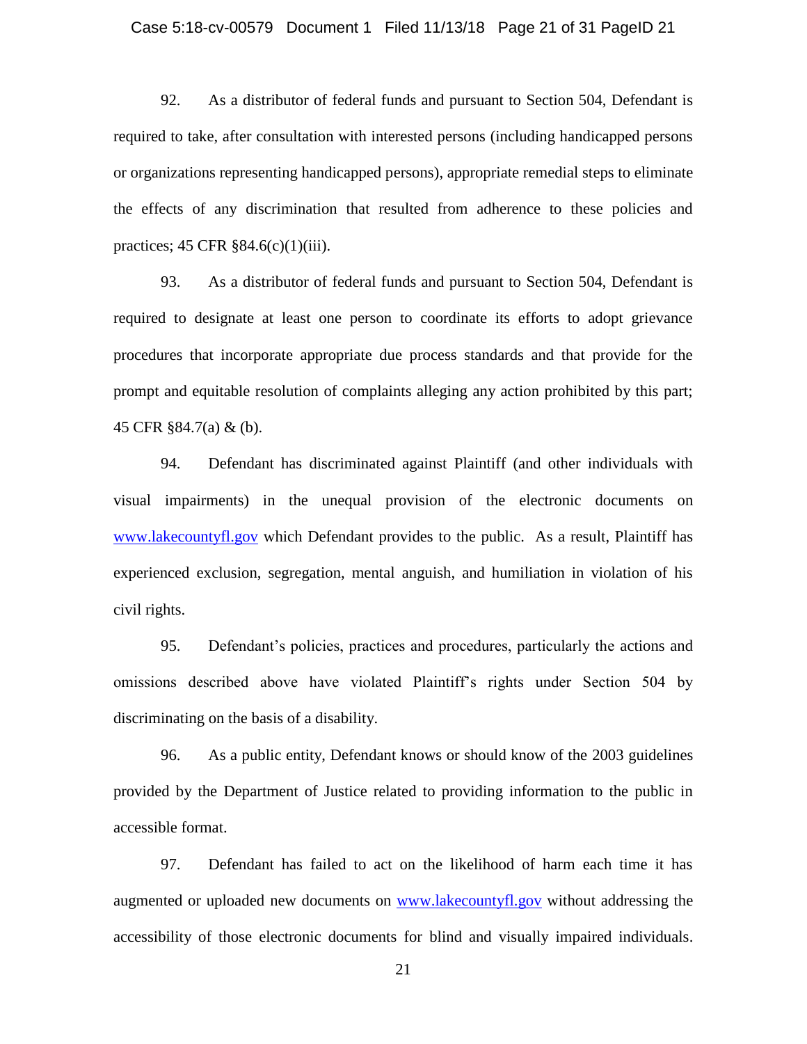92. As a distributor of federal funds and pursuant to Section 504, Defendant is required to take, after consultation with interested persons (including handicapped persons or organizations representing handicapped persons), appropriate remedial steps to eliminate the effects of any discrimination that resulted from adherence to these policies and practices; 45 CFR §84.6(c)(1)(iii).

93. As a distributor of federal funds and pursuant to Section 504, Defendant is required to designate at least one person to coordinate its efforts to adopt grievance procedures that incorporate appropriate due process standards and that provide for the prompt and equitable resolution of complaints alleging any action prohibited by this part; 45 CFR §84.7(a) & (b).

94. Defendant has discriminated against Plaintiff (and other individuals with visual impairments) in the unequal provision of the electronic documents on www.lakecountyfl.gov which Defendant provides to the public. As a result, Plaintiff has experienced exclusion, segregation, mental anguish, and humiliation in violation of his civil rights.

95. Defendant's policies, practices and procedures, particularly the actions and omissions described above have violated Plaintiff's rights under Section 504 by discriminating on the basis of a disability.

96. As a public entity, Defendant knows or should know of the 2003 guidelines provided by the Department of Justice related to providing information to the public in accessible format.

97. Defendant has failed to act on the likelihood of harm each time it has augmented or uploaded new documents on www.lakecountyfl.gov without addressing the accessibility of those electronic documents for blind and visually impaired individuals.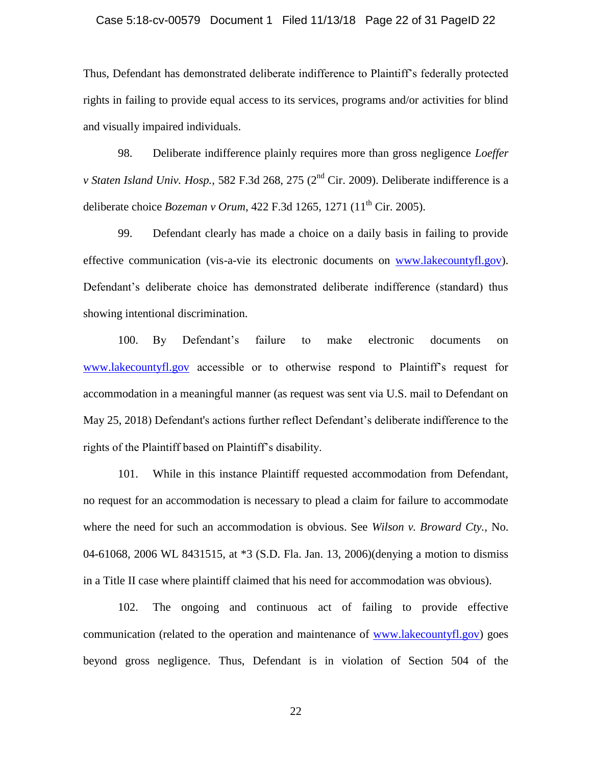Thus, Defendant has demonstrated deliberate indifference to Plaintiff's federally protected rights in failing to provide equal access to its services, programs and/or activities for blind and visually impaired individuals.

98. Deliberate indifference plainly requires more than gross negligence *Loeffer v Staten Island Univ. Hosp.*, 582 F.3d 268, 275 (2nd Cir. 2009). Deliberate indifference is a deliberate choice *Bozeman v Orum*, 422 F.3d 1265, 1271 (11th Cir. 2005).

99. Defendant clearly has made a choice on a daily basis in failing to provide effective communication (vis-a-vie its electronic documents on www.lakecountyfl.gov). Defendant's deliberate choice has demonstrated deliberate indifference (standard) thus showing intentional discrimination.

100. By Defendant's failure to make electronic documents on www.lakecountyfl.gov accessible or to otherwise respond to Plaintiff's request for accommodation in a meaningful manner (as request was sent via U.S. mail to Defendant on May 25, 2018) Defendant's actions further reflect Defendant's deliberate indifference to the rights of the Plaintiff based on Plaintiff's disability.

101. While in this instance Plaintiff requested accommodation from Defendant, no request for an accommodation is necessary to plead a claim for failure to accommodate where the need for such an accommodation is obvious. See *Wilson v. Broward Cty.*, No. 04-61068, 2006 WL 8431515, at *3 (S.D. Fla. Jan. 13, 2006)(denying a motion to dismiss in a Title II case where plaintiff claimed that his need for accommodation was obvious).

102. The ongoing and continuous act of failing to provide effective communication (related to the operation and maintenance of www.lakecountyfl.gov) goes beyond gross negligence. Thus, Defendant is in violation of Section 504 of the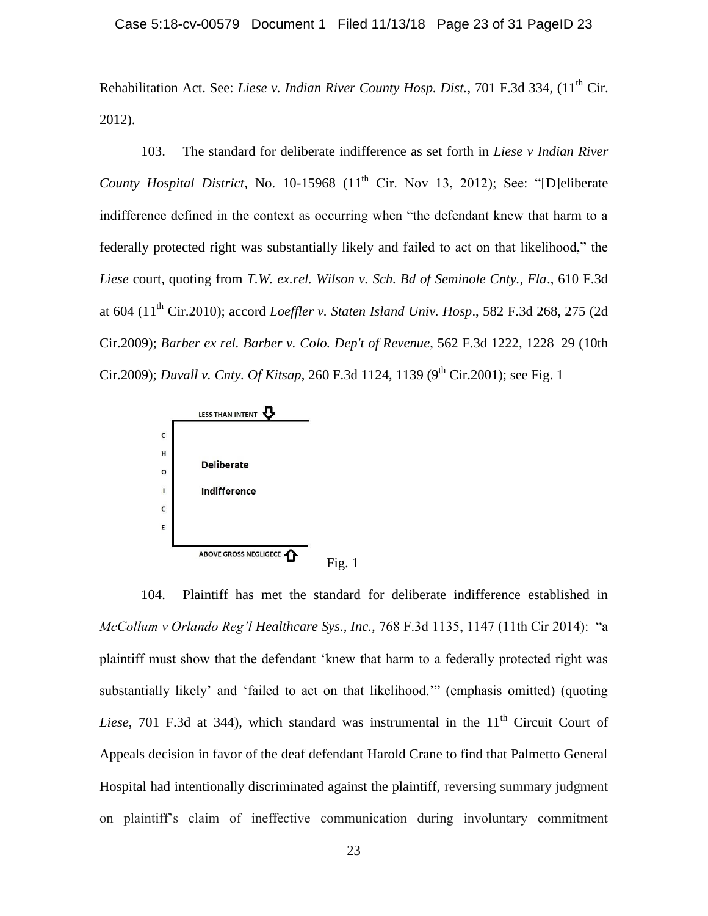Rehabilitation Act. See: *Liese v. Indian River County Hosp. Dist.*, 701 F.3d 334, (11th Cir. 2012).

103. The standard for deliberate indifference as set forth in *Liese v Indian River County Hospital District*, No. 10-15968 (11th Cir. Nov 13, 2012); See: "[D]eliberate indifference defined in the context as occurring when "the defendant knew that harm to a federally protected right was substantially likely and failed to act on that likelihood," the *Liese* court, quoting from *T.W. ex.rel. Wilson v. Sch. Bd of Seminole Cnty., Fla*., 610 F.3d at 604 (11th Cir.2010); accord *Loeffler v. Staten Island Univ. Hosp*., 582 F.3d 268, 275 (2d Cir.2009); *Barber ex rel. Barber v. Colo. Dep't of Revenue*, 562 F.3d 1222, 1228–29 (10th Cir.2009); *Duvall v. Cnty. Of Kitsap*, 260 F.3d 1124, 1139 (9th Cir.2001); see Fig. 1

LESS THAN INTENT

CHOICE

**Deliberate Indifference**

ABOVE GROSS NEGLIGECE

Fig. 1

104. Plaintiff has met the standard for deliberate indifference established in *McCollum v Orlando Reg'l Healthcare Sys., Inc.*, 768 F.3d 1135, 1147 (11th Cir 2014): "a plaintiff must show that the defendant 'knew that harm to a federally protected right was substantially likely' and 'failed to act on that likelihood.'" (emphasis omitted) (quoting *Liese*, 701 F.3d at 344), which standard was instrumental in the 11th Circuit Court of Appeals decision in favor of the deaf defendant Harold Crane to find that Palmetto General Hospital had intentionally discriminated against the plaintiff, reversing summary judgment on plaintiff's claim of ineffective communication during involuntary commitment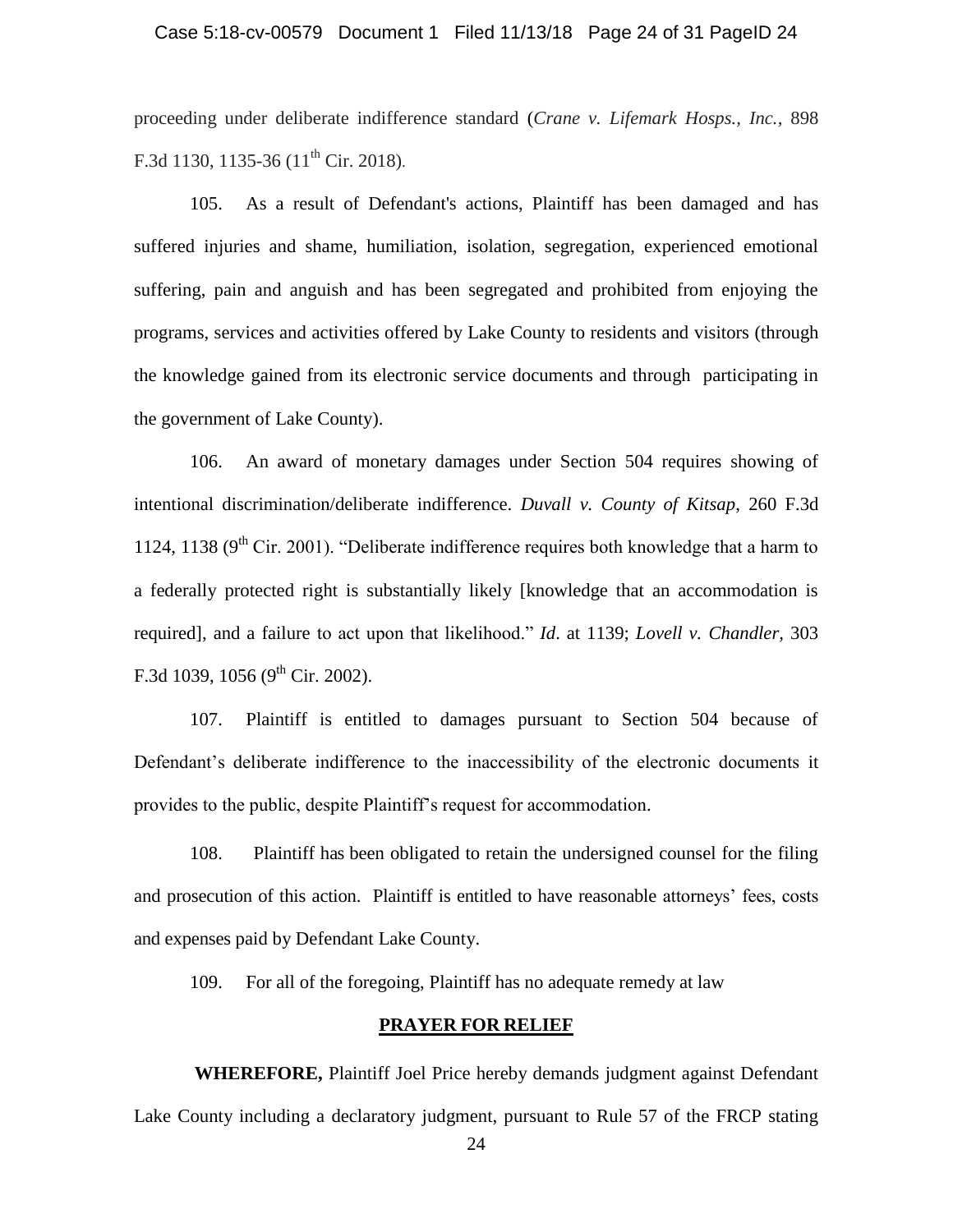proceeding under deliberate indifference standard (*Crane v. Lifemark Hosps., Inc.*, 898 F.3d 1130, 1135-36 (11th Cir. 2018).

105. As a result of Defendant's actions, Plaintiff has been damaged and has suffered injuries and shame, humiliation, isolation, segregation, experienced emotional suffering, pain and anguish and has been segregated and prohibited from enjoying the programs, services and activities offered by Lake County to residents and visitors (through the knowledge gained from its electronic service documents and through participating in the government of Lake County).

106. An award of monetary damages under Section 504 requires showing of intentional discrimination/deliberate indifference. *Duvall v. County of Kitsap*, 260 F.3d 1124, 1138 (9th Cir. 2001). "Deliberate indifference requires both knowledge that a harm to a federally protected right is substantially likely [knowledge that an accommodation is required], and a failure to act upon that likelihood." *Id*. at 1139; *Lovell v. Chandler*, 303 F.3d 1039, 1056 (9th Cir. 2002).

107. Plaintiff is entitled to damages pursuant to Section 504 because of Defendant's deliberate indifference to the inaccessibility of the electronic documents it provides to the public, despite Plaintiff's request for accommodation.

108. Plaintiff has been obligated to retain the undersigned counsel for the filing and prosecution of this action. Plaintiff is entitled to have reasonable attorneys' fees, costs and expenses paid by Defendant Lake County.

109. For all of the foregoing, Plaintiff has no adequate remedy at law

## PRAYER FOR RELIEF

**WHEREFORE,** Plaintiff Joel Price hereby demands judgment against Defendant Lake County including a declaratory judgment, pursuant to Rule 57 of the FRCP stating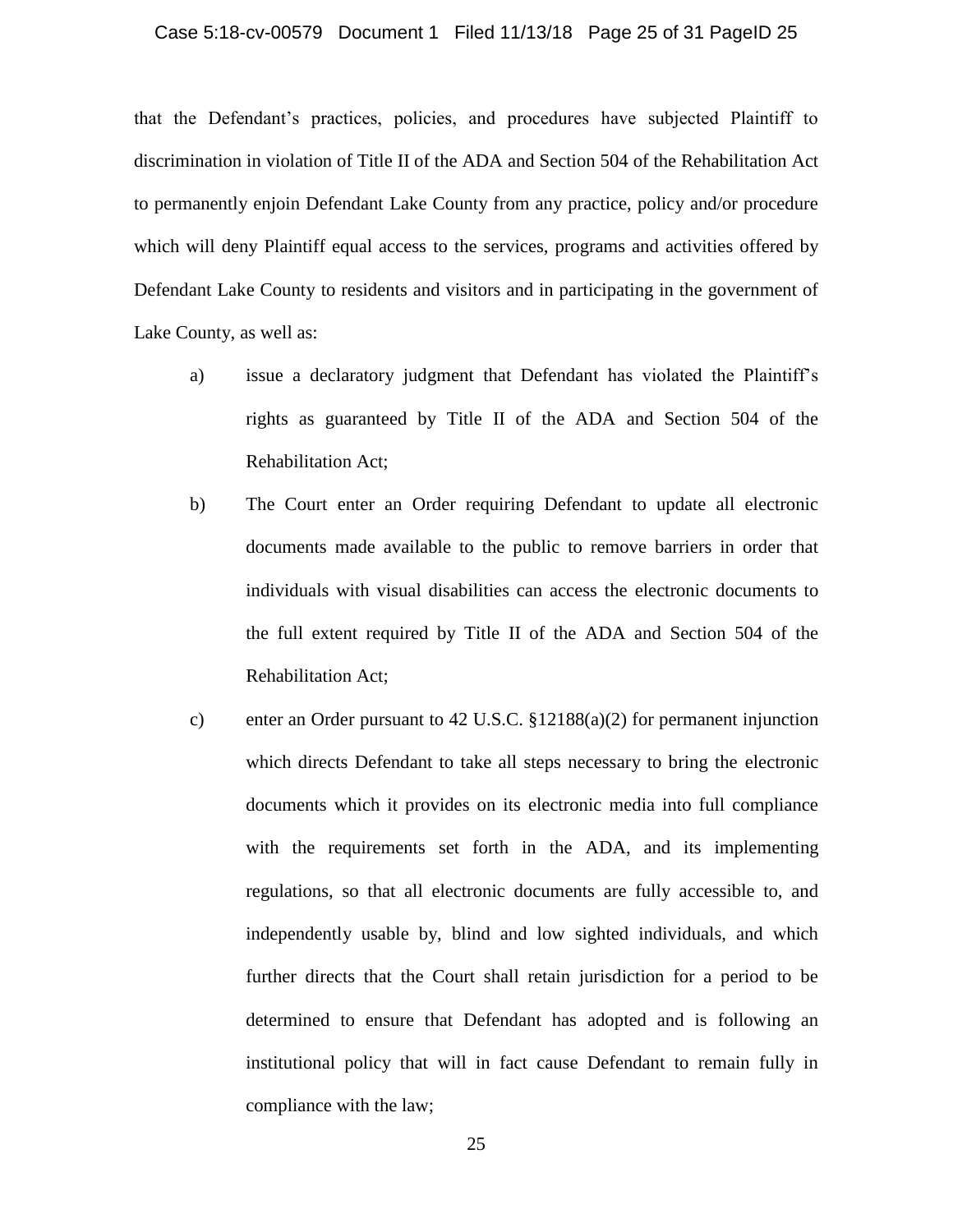that the Defendant's practices, policies, and procedures have subjected Plaintiff to discrimination in violation of Title II of the ADA and Section 504 of the Rehabilitation Act to permanently enjoin Defendant Lake County from any practice, policy and/or procedure which will deny Plaintiff equal access to the services, programs and activities offered by Defendant Lake County to residents and visitors and in participating in the government of Lake County, as well as:

a) issue a declaratory judgment that Defendant has violated the Plaintiff's rights as guaranteed by Title II of the ADA and Section 504 of the Rehabilitation Act;

b) The Court enter an Order requiring Defendant to update all electronic documents made available to the public to remove barriers in order that individuals with visual disabilities can access the electronic documents to the full extent required by Title II of the ADA and Section 504 of the Rehabilitation Act;

c) enter an Order pursuant to 42 U.S.C. §12188(a)(2) for permanent injunction which directs Defendant to take all steps necessary to bring the electronic documents which it provides on its electronic media into full compliance with the requirements set forth in the ADA, and its implementing regulations, so that all electronic documents are fully accessible to, and independently usable by, blind and low sighted individuals, and which further directs that the Court shall retain jurisdiction for a period to be determined to ensure that Defendant has adopted and is following an institutional policy that will in fact cause Defendant to remain fully in compliance with the law;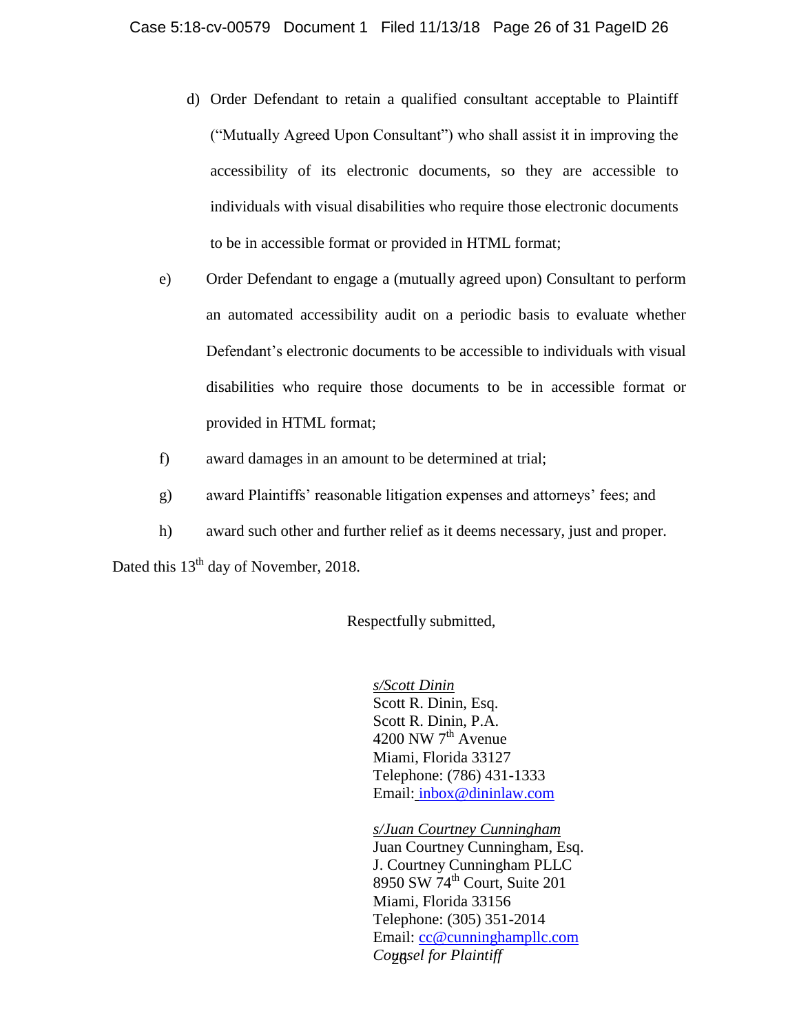d) Order Defendant to retain a qualified consultant acceptable to Plaintiff ("Mutually Agreed Upon Consultant") who shall assist it in improving the accessibility of its electronic documents, so they are accessible to individuals with visual disabilities who require those electronic documents to be in accessible format or provided in HTML format;

e) Order Defendant to engage a (mutually agreed upon) Consultant to perform an automated accessibility audit on a periodic basis to evaluate whether Defendant's electronic documents to be accessible to individuals with visual disabilities who require those documents to be in accessible format or provided in HTML format;

f) award damages in an amount to be determined at trial;

g) award Plaintiffs' reasonable litigation expenses and attorneys' fees; and

h) award such other and further relief as it deems necessary, just and proper.

Dated this 13th day of November, 2018.

Respectfully submitted,

*s/Scott Dinin*
Scott R. Dinin, Esq.
Scott R. Dinin, P.A.
4200 NW 7th Avenue
Miami, Florida 33127
Telephone: (786) 431-1333
Email: inbox@dininlaw.com

*s/Juan Courtney Cunningham*
Juan Courtney Cunningham, Esq.
J. Courtney Cunningham PLLC
8950 SW 74th Court, Suite 201
Miami, Florida 33156
Telephone: (305) 351-2014
Email: cc@cunninghampllc.com
*Counsel for Plaintiff*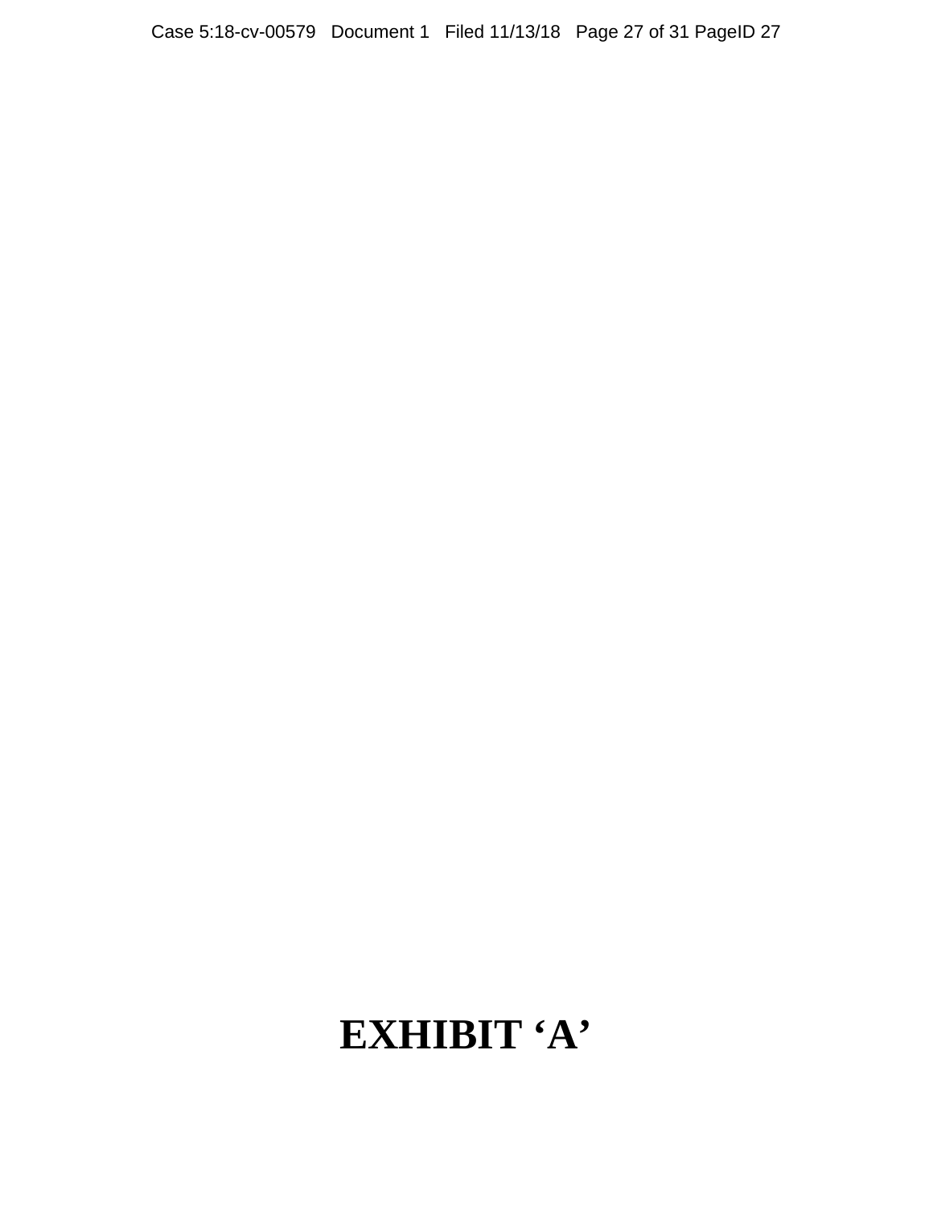# EXHIBIT 'A'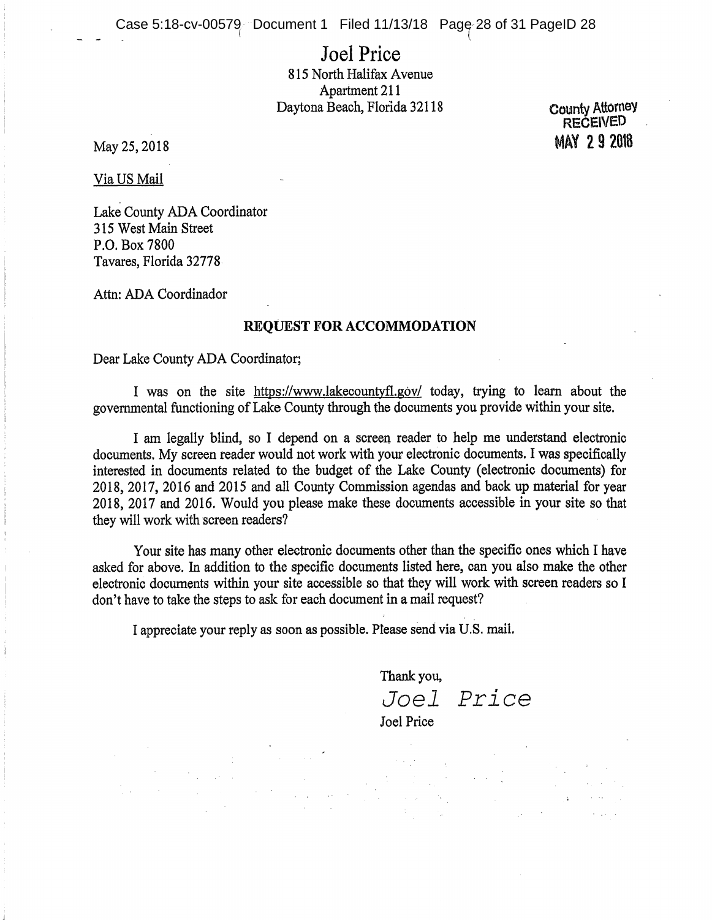# Joel Price

815 North Halifax Avenue
Apartment 211
Daytona Beach, Florida 32118

County Attorney
RECEIVED
MAY 29 2018

May 25, 2018

Via US Mail

Lake County ADA Coordinator
315 West Main Street
P.O. Box 7800
Tavares, Florida 32778

Attn: ADA Coordinador

**REQUEST FOR ACCOMMODATION**

Dear Lake County ADA Coordinator;

I was on the site https://www.lakecountyfl.gov/ today, trying to learn about the governmental functioning of Lake County through the documents you provide within your site.

I am legally blind, so I depend on a screen reader to help me understand electronic documents. My screen reader would not work with your electronic documents. I was specifically interested in documents related to the budget of the Lake County (electronic documents) for 2018, 2017, 2016 and 2015 and all County Commission agendas and back up material for year 2018, 2017 and 2016. Would you please make these documents accessible in your site so that they will work with screen readers?

Your site has many other electronic documents other than the specific ones which I have asked for above. In addition to the specific documents listed here, can you also make the other electronic documents within your site accessible so that they will work with screen readers so I don't have to take the steps to ask for each document in a mail request?

I appreciate your reply as soon as possible. Please send via U.S. mail.

Thank you,

*Joel Price*

Joel Price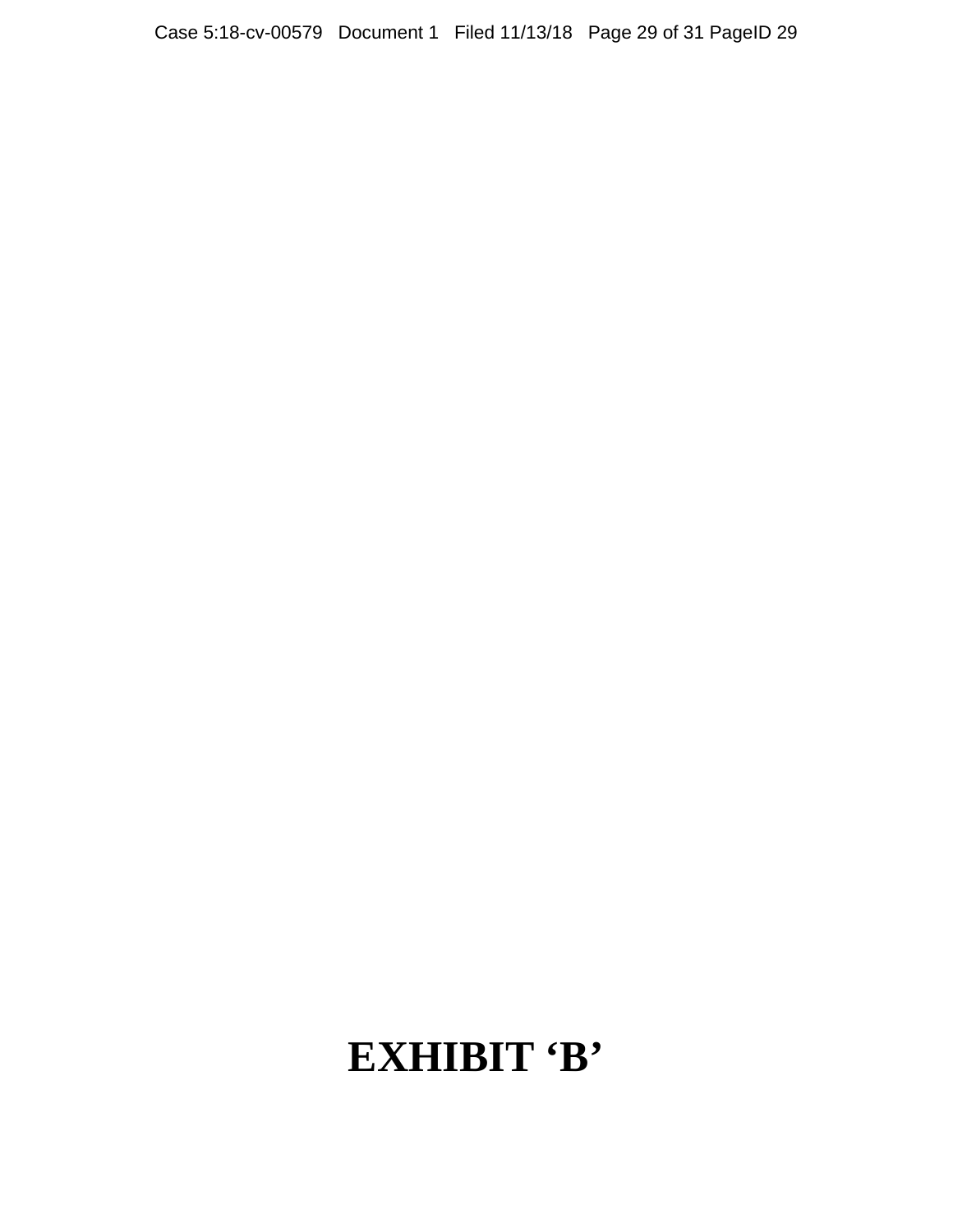# EXHIBIT ‘B’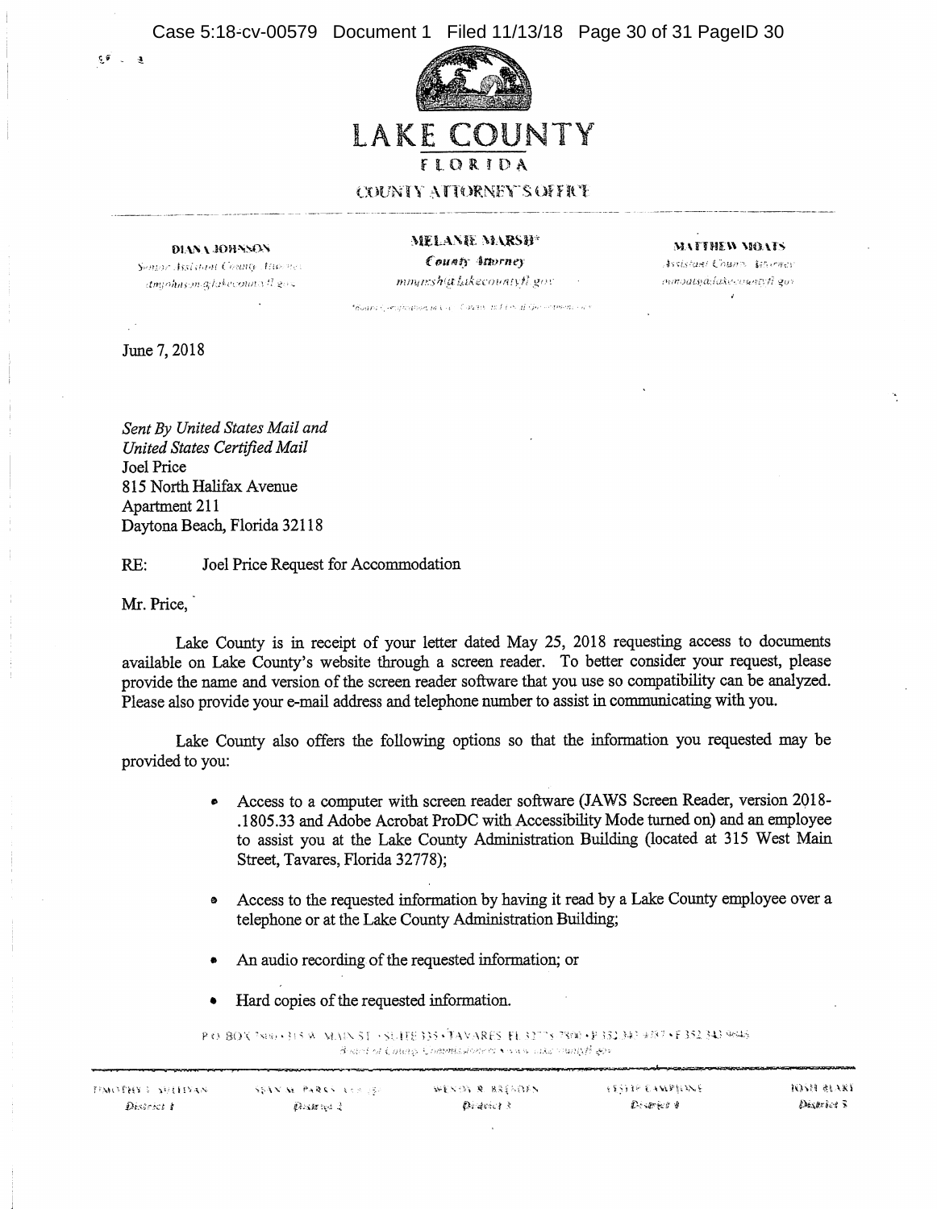# LAKE COUNTY

FLORIDA

COUNTY ATTORNEY'S OFFICE

**DIANA JOHNSON**
*Senior Assistant County Attorney*
*djohnson@lakecountyfl.gov*

**MELANIE MARSH***
***County Attorney***
*mmarsh@lakecountyfl.gov*

**MATTHEW MOATS**
*Assistant County Attorney*
*mmoats@lakecountyfl.gov*

June 7, 2018

*Sent By United States Mail and*
*United States Certified Mail*
Joel Price
815 North Halifax Avenue
Apartment 211
Daytona Beach, Florida 32118

RE: Joel Price Request for Accommodation

Mr. Price,

Lake County is in receipt of your letter dated May 25, 2018 requesting access to documents available on Lake County's website through a screen reader. To better consider your request, please provide the name and version of the screen reader software that you use so compatibility can be analyzed. Please also provide your e-mail address and telephone number to assist in communicating with you.

Lake County also offers the following options so that the information you requested may be provided to you:

- Access to a computer with screen reader software (JAWS Screen Reader, version 2018-.1805.33 and Adobe Acrobat ProDC with Accessibility Mode turned on) and an employee to assist you at the Lake County Administration Building (located at 315 West Main Street, Tavares, Florida 32778);
- Access to the requested information by having it read by a Lake County employee over a telephone or at the Lake County Administration Building;
- An audio recording of the requested information; or
- Hard copies of the requested information.

P.O. BOX 7800 • 315 W. MAIN ST. • SUITE 335 • TAVARES, FL 32778-7800 • P 352.343.9787 • F 352.343.9646
Board of County Commissioners • www.lakecountyfl.gov

| TIMOTHY I. SULLIVAN | SEAN M. PARKS | WENDY R. BREEDEN | LESLIE CAMPIONE | JOSH BLAKE |
|---|---|---|---|---|
| *District 1* | *District 2* | *District 3* | *District 4* | *District 5* |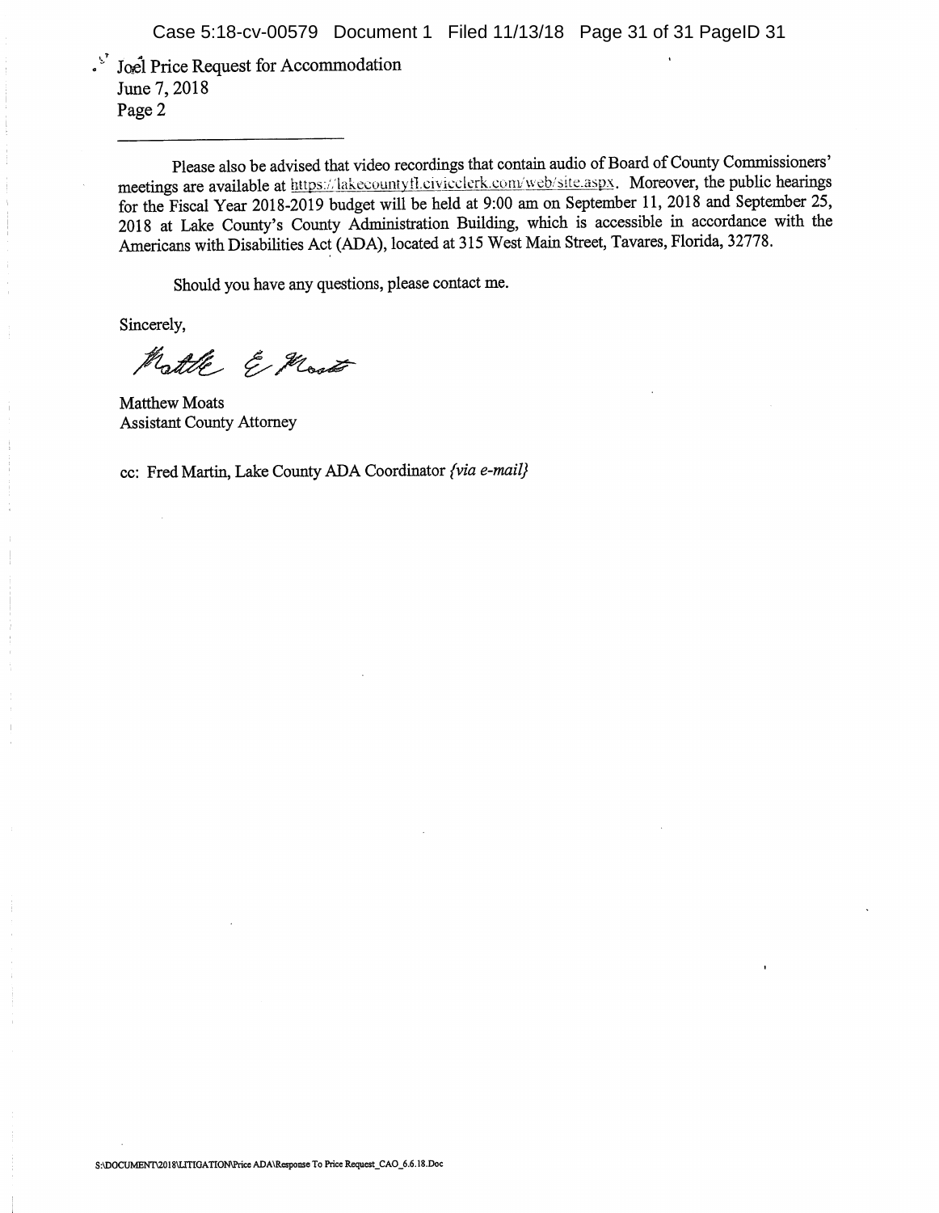Joel Price Request for Accommodation
June 7, 2018
Page 2

---

Please also be advised that video recordings that contain audio of Board of County Commissioners' meetings are available at https://lakecountyfl.civicclerk.com/web/site.aspx. Moreover, the public hearings for the Fiscal Year 2018-2019 budget will be held at 9:00 am on September 11, 2018 and September 25, 2018 at Lake County's County Administration Building, which is accessible in accordance with the Americans with Disabilities Act (ADA), located at 315 West Main Street, Tavares, Florida, 32778.

Should you have any questions, please contact me.

Sincerely,

Matthew E. Moats

Matthew Moats
Assistant County Attorney

cc: Fred Martin, Lake County ADA Coordinator *{via e-mail}*

S:\DOCUMENT\2018\LITIGATION\Price ADA\Response To Price Request_CAO_6.6.18.Doc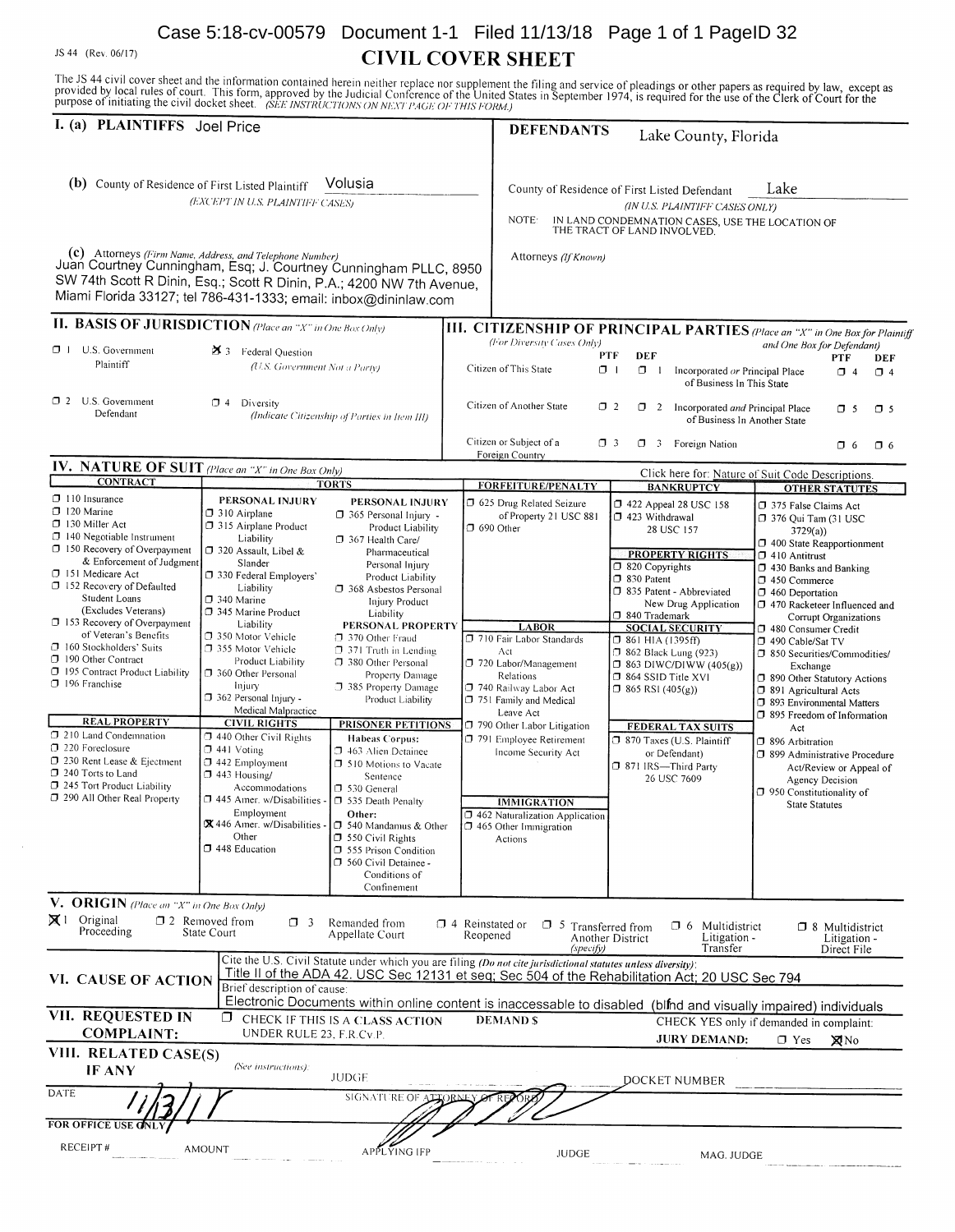JS 44 (Rev. 06/17)

# CIVIL COVER SHEET

The JS 44 civil cover sheet and the information contained herein neither replace nor supplement the filing and service of pleadings or other papers as required by law, except as provided by local rules of court. This form, approved by the Judicial Conference of the United States in September 1974, is required for the use of the Clerk of Court for the purpose of initiating the civil docket sheet. *(SEE INSTRUCTIONS ON NEXT PAGE OF THIS FORM.)*

## I. (a) PLAINTIFFS

Joel Price

**(b)** County of Residence of First Listed Plaintiff: Volusia
*(EXCEPT IN U.S. PLAINTIFF CASES)*

**(c)** Attorneys *(Firm Name, Address, and Telephone Number)*
Juan Courtney Cunningham, Esq; J. Courtney Cunningham PLLC, 8950 SW 74th Scott R Dinin, Esq.; Scott R Dinin, P.A.; 4200 NW 7th Avenue, Miami Florida 33127; tel 786-431-1333; email: inbox@dininlaw.com

## DEFENDANTS

Lake County, Florida

County of Residence of First Listed Defendant: Lake
*(IN U.S. PLAINTIFF CASES ONLY)*

NOTE: IN LAND CONDEMNATION CASES, USE THE LOCATION OF THE TRACT OF LAND INVOLVED.

Attorneys *(If Known)*

## II. BASIS OF JURISDICTION *(Place an "X" in One Box Only)*

- ☐ 1 U.S. Government Plaintiff
- ☒ 3 Federal Question *(U.S. Government Not a Party)*
- ☐ 2 U.S. Government Defendant
- ☐ 4 Diversity *(Indicate Citizenship of Parties in Item III)*

## III. CITIZENSHIP OF PRINCIPAL PARTIES *(Place an "X" in One Box for Plaintiff and One Box for Defendant)* *(For Diversity Cases Only)*

| | PTF | DEF | | PTF | DEF |
|---|---|---|---|---|---|
| Citizen of This State | ☐ 1 | ☐ 1 | Incorporated *or* Principal Place of Business In This State | ☐ 4 | ☐ 4 |
| Citizen of Another State | ☐ 2 | ☐ 2 | Incorporated *and* Principal Place of Business In Another State | ☐ 5 | ☐ 5 |
| Citizen or Subject of a Foreign Country | ☐ 3 | ☐ 3 | Foreign Nation | ☐ 6 | ☐ 6 |

## IV. NATURE OF SUIT *(Place an "X" in One Box Only)*

Click here for: Nature of Suit Code Descriptions.

**CONTRACT**
- ☐ 110 Insurance
- ☐ 120 Marine
- ☐ 130 Miller Act
- ☐ 140 Negotiable Instrument
- ☐ 150 Recovery of Overpayment & Enforcement of Judgment
- ☐ 151 Medicare Act
- ☐ 152 Recovery of Defaulted Student Loans (Excludes Veterans)
- ☐ 153 Recovery of Overpayment of Veteran's Benefits
- ☐ 160 Stockholders' Suits
- ☐ 190 Other Contract
- ☐ 195 Contract Product Liability
- ☐ 196 Franchise

**REAL PROPERTY**
- ☐ 210 Land Condemnation
- ☐ 220 Foreclosure
- ☐ 230 Rent Lease & Ejectment
- ☐ 240 Torts to Land
- ☐ 245 Tort Product Liability
- ☐ 290 All Other Real Property

**TORTS — PERSONAL INJURY**
- ☐ 310 Airplane
- ☐ 315 Airplane Product Liability
- ☐ 320 Assault, Libel & Slander
- ☐ 330 Federal Employers' Liability
- ☐ 340 Marine
- ☐ 345 Marine Product Liability
- ☐ 350 Motor Vehicle
- ☐ 355 Motor Vehicle Product Liability
- ☐ 360 Other Personal Injury
- ☐ 362 Personal Injury - Medical Malpractice

**PERSONAL INJURY**
- ☐ 365 Personal Injury - Product Liability
- ☐ 367 Health Care/ Pharmaceutical Personal Injury Product Liability
- ☐ 368 Asbestos Personal Injury Product Liability

**PERSONAL PROPERTY**
- ☐ 370 Other Fraud
- ☐ 371 Truth in Lending
- ☐ 380 Other Personal Property Damage
- ☐ 385 Property Damage Product Liability

**CIVIL RIGHTS**
- ☐ 440 Other Civil Rights
- ☐ 441 Voting
- ☐ 442 Employment
- ☐ 443 Housing/ Accommodations
- ☐ 445 Amer. w/Disabilities - Employment
- ☒ 446 Amer. w/Disabilities - Other
- ☐ 448 Education

**PRISONER PETITIONS**
Habeas Corpus:
- ☐ 463 Alien Detainee
- ☐ 510 Motions to Vacate Sentence
- ☐ 530 General
- ☐ 535 Death Penalty

Other:
- ☐ 540 Mandamus & Other
- ☐ 550 Civil Rights
- ☐ 555 Prison Condition
- ☐ 560 Civil Detainee - Conditions of Confinement

**FORFEITURE/PENALTY**
- ☐ 625 Drug Related Seizure of Property 21 USC 881
- ☐ 690 Other

**LABOR**
- ☐ 710 Fair Labor Standards Act
- ☐ 720 Labor/Management Relations
- ☐ 740 Railway Labor Act
- ☐ 751 Family and Medical Leave Act
- ☐ 790 Other Labor Litigation
- ☐ 791 Employee Retirement Income Security Act

**IMMIGRATION**
- ☐ 462 Naturalization Application
- ☐ 465 Other Immigration Actions

**BANKRUPTCY**
- ☐ 422 Appeal 28 USC 158
- ☐ 423 Withdrawal 28 USC 157

**PROPERTY RIGHTS**
- ☐ 820 Copyrights
- ☐ 830 Patent
- ☐ 835 Patent - Abbreviated New Drug Application
- ☐ 840 Trademark

**SOCIAL SECURITY**
- ☐ 861 HIA (1395ff)
- ☐ 862 Black Lung (923)
- ☐ 863 DIWC/DIWW (405(g))
- ☐ 864 SSID Title XVI
- ☐ 865 RSI (405(g))

**FEDERAL TAX SUITS**
- ☐ 870 Taxes (U.S. Plaintiff or Defendant)
- ☐ 871 IRS—Third Party 26 USC 7609

**OTHER STATUTES**
- ☐ 375 False Claims Act
- ☐ 376 Qui Tam (31 USC 3729(a))
- ☐ 400 State Reapportionment
- ☐ 410 Antitrust
- ☐ 430 Banks and Banking
- ☐ 450 Commerce
- ☐ 460 Deportation
- ☐ 470 Racketeer Influenced and Corrupt Organizations
- ☐ 480 Consumer Credit
- ☐ 490 Cable/Sat TV
- ☐ 850 Securities/Commodities/ Exchange
- ☐ 890 Other Statutory Actions
- ☐ 891 Agricultural Acts
- ☐ 893 Environmental Matters
- ☐ 895 Freedom of Information Act
- ☐ 896 Arbitration
- ☐ 899 Administrative Procedure Act/Review or Appeal of Agency Decision
- ☐ 950 Constitutionality of State Statutes

## V. ORIGIN *(Place an "X" in One Box Only)*

- ☒ 1 Original Proceeding
- ☐ 2 Removed from State Court
- ☐ 3 Remanded from Appellate Court
- ☐ 4 Reinstated or Reopened
- ☐ 5 Transferred from Another District *(specify)*
- ☐ 6 Multidistrict Litigation - Transfer
- ☐ 8 Multidistrict Litigation - Direct File

## VI. CAUSE OF ACTION

Cite the U.S. Civil Statute under which you are filing *(Do not cite jurisdictional statutes unless diversity)*:
Title II of the ADA 42. USC Sec 12131 et seq; Sec 504 of the Rehabilitation Act; 20 USC Sec 794

Brief description of cause:
Electronic Documents within online content is inaccessable to disabled (blind and visually impaired) individuals

## VII. REQUESTED IN COMPLAINT:

☐ CHECK IF THIS IS A CLASS ACTION UNDER RULE 23, F.R.Cv.P.

DEMAND $

CHECK YES only if demanded in complaint:
JURY DEMAND: ☐ Yes ☒ No

## VIII. RELATED CASE(S) IF ANY *(See instructions)*:

JUDGE
DOCKET NUMBER

DATE: 11/13/18

SIGNATURE OF ATTORNEY OF RECORD

FOR OFFICE USE ONLY

RECEIPT # AMOUNT APPLYING IFP JUDGE MAG. JUDGE